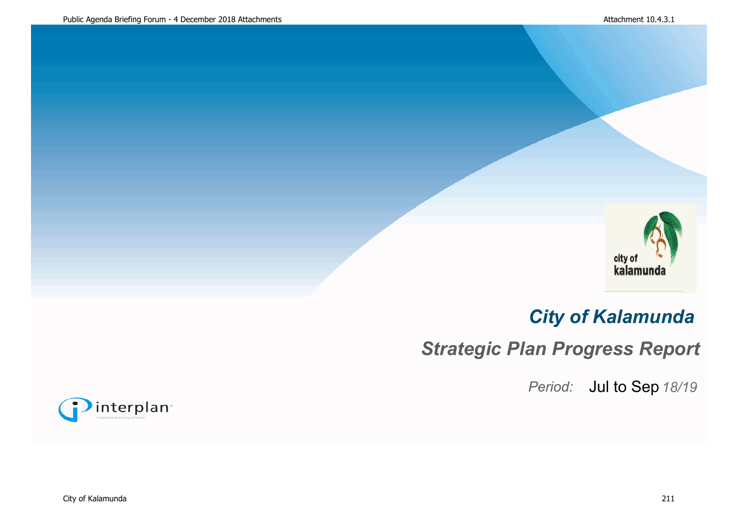# *City of Kalamunda*

## *Strategic Plan Progress Report*

*Period:* Jul to Sep *18/19*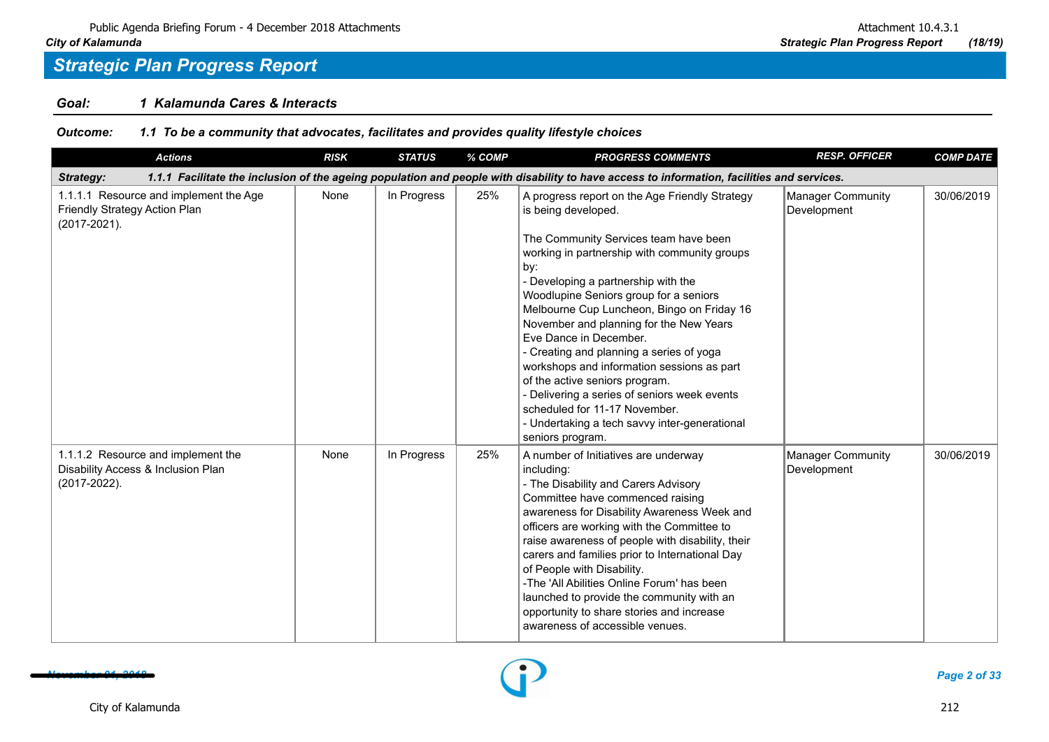## Strategic Plan Progress Report

**Goal:** ***1 Kalamunda Cares & Interacts***

**Outcome:** ***1.1 To be a community that advocates, facilitates and provides quality lifestyle choices***

| Actions | RISK | STATUS | % COMP | PROGRESS COMMENTS | RESP. OFFICER | COMP DATE |
|---|---|---|---|---|---|---|
| ***Strategy: 1.1.1 Facilitate the inclusion of the ageing population and people with disability to have access to information, facilities and services.*** | | | | | | |
| 1.1.1.1 Resource and implement the Age Friendly Strategy Action Plan (2017-2021). | None | In Progress | 25% | A progress report on the Age Friendly Strategy is being developed.<br><br>The Community Services team have been working in partnership with community groups by:<br>- Developing a partnership with the Woodlupine Seniors group for a seniors Melbourne Cup Luncheon, Bingo on Friday 16 November and planning for the New Years Eve Dance in December.<br>- Creating and planning a series of yoga workshops and information sessions as part of the active seniors program.<br>- Delivering a series of seniors week events scheduled for 11-17 November.<br>- Undertaking a tech savvy inter-generational seniors program. | Manager Community Development | 30/06/2019 |
| 1.1.1.2 Resource and implement the Disability Access & Inclusion Plan (2017-2022). | None | In Progress | 25% | A number of Initiatives are underway including:<br>- The Disability and Carers Advisory Committee have commenced raising awareness for Disability Awareness Week and officers are working with the Committee to raise awareness of people with disability, their carers and families prior to International Day of People with Disability.<br>-The 'All Abilities Online Forum' has been launched to provide the community with an opportunity to share stories and increase awareness of accessible venues. | Manager Community Development | 30/06/2019 |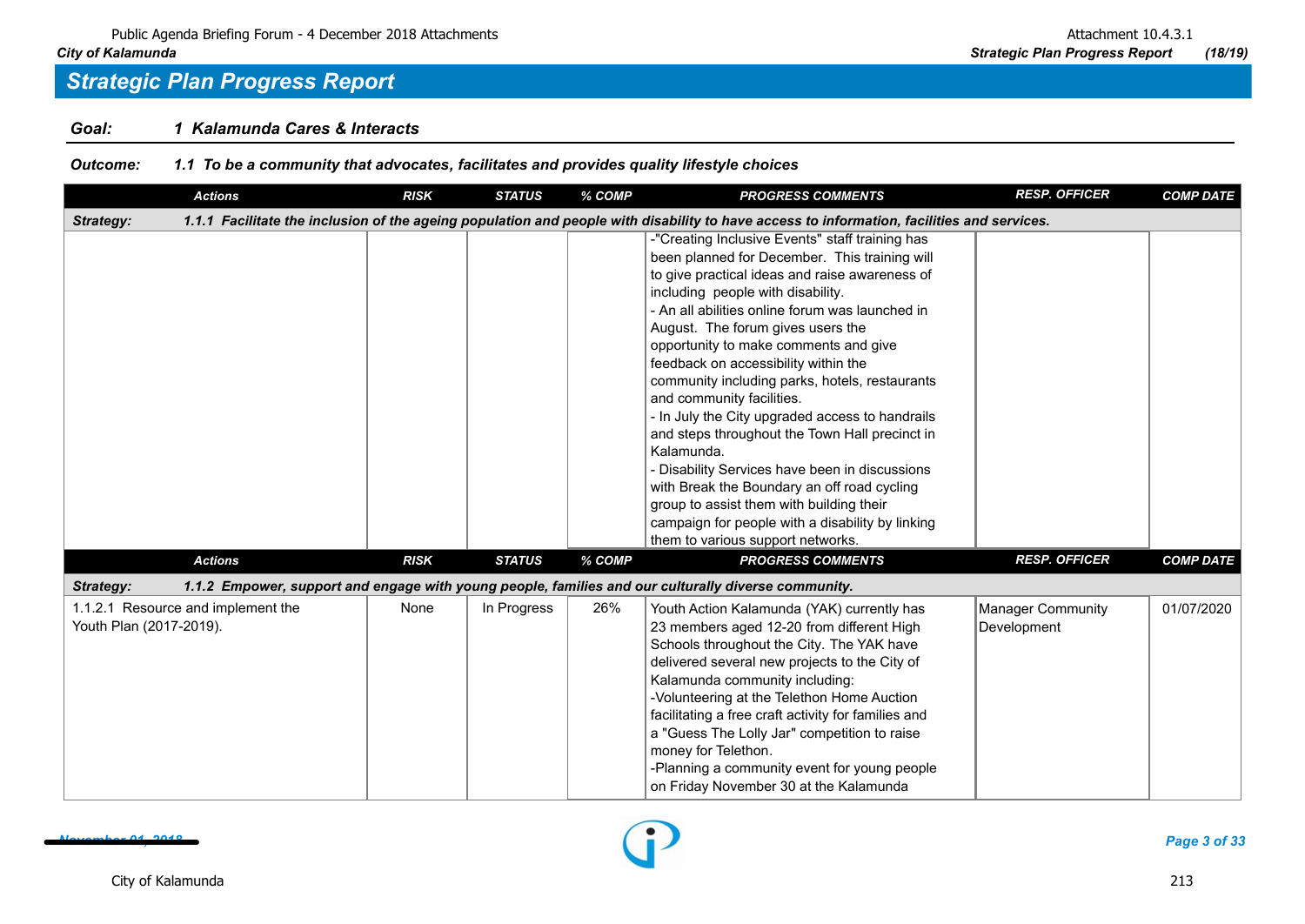## Strategic Plan Progress Report

**Goal: 1 Kalamunda Cares & Interacts**

**Outcome: 1.1 To be a community that advocates, facilitates and provides quality lifestyle choices**

| Actions | RISK | STATUS | % COMP | PROGRESS COMMENTS | RESP. OFFICER | COMP DATE |
|---|---|---|---|---|---|---|
| ***Strategy: 1.1.1 Facilitate the inclusion of the ageing population and people with disability to have access to information, facilities and services.*** | | | | | | |
| | | | | -"Creating Inclusive Events" staff training has been planned for December. This training will to give practical ideas and raise awareness of including people with disability.<br>- An all abilities online forum was launched in August. The forum gives users the opportunity to make comments and give feedback on accessibility within the community including parks, hotels, restaurants and community facilities.<br>- In July the City upgraded access to handrails and steps throughout the Town Hall precinct in Kalamunda.<br>- Disability Services have been in discussions with Break the Boundary an off road cycling group to assist them with building their campaign for people with a disability by linking them to various support networks. | | |

| Actions | RISK | STATUS | % COMP | PROGRESS COMMENTS | RESP. OFFICER | COMP DATE |
|---|---|---|---|---|---|---|
| ***Strategy: 1.1.2 Empower, support and engage with young people, families and our culturally diverse community.*** | | | | | | |
| 1.1.2.1 Resource and implement the Youth Plan (2017-2019). | None | In Progress | 26% | Youth Action Kalamunda (YAK) currently has 23 members aged 12-20 from different High Schools throughout the City. The YAK have delivered several new projects to the City of Kalamunda community including:<br>-Volunteering at the Telethon Home Auction facilitating a free craft activity for families and a "Guess The Lolly Jar" competition to raise money for Telethon.<br>-Planning a community event for young people on Friday November 30 at the Kalamunda | Manager Community Development | 01/07/2020 |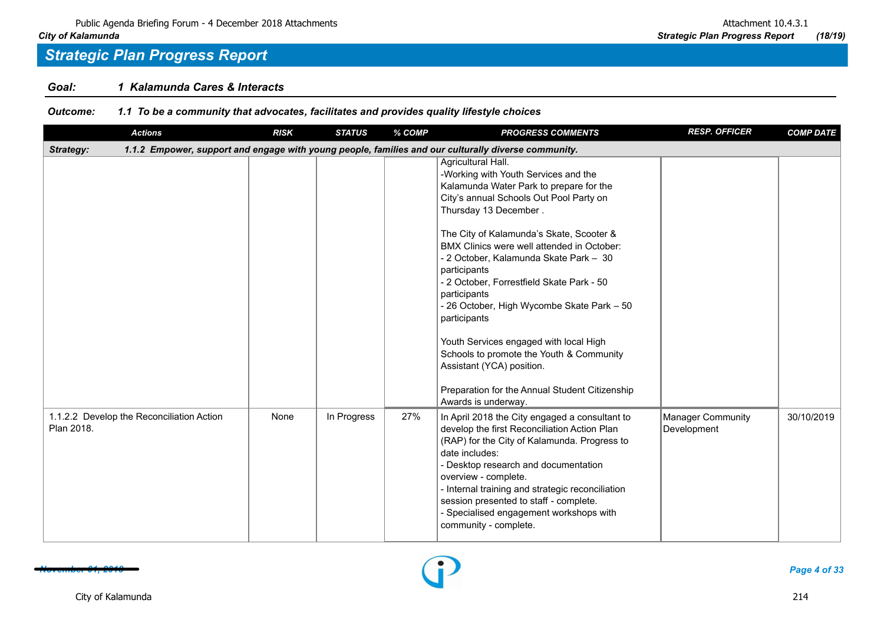## Strategic Plan Progress Report

**Goal:** 1 Kalamunda Cares & Interacts

**Outcome:** 1.1 To be a community that advocates, facilitates and provides quality lifestyle choices

| Actions | RISK | STATUS | % COMP | PROGRESS COMMENTS | RESP. OFFICER | COMP DATE |
|---|---|---|---|---|---|---|
| ***Strategy:* 1.1.2 Empower, support and engage with young people, families and our culturally diverse community.** | | | | | | |
| | | | | Agricultural Hall.<br>-Working with Youth Services and the Kalamunda Water Park to prepare for the City's annual Schools Out Pool Party on Thursday 13 December .<br><br>The City of Kalamunda's Skate, Scooter & BMX Clinics were well attended in October:<br>- 2 October, Kalamunda Skate Park – 30 participants<br>- 2 October, Forrestfield Skate Park - 50 participants<br>- 26 October, High Wycombe Skate Park – 50 participants<br><br>Youth Services engaged with local High Schools to promote the Youth & Community Assistant (YCA) position.<br><br>Preparation for the Annual Student Citizenship Awards is underway. | | |
| 1.1.2.2 Develop the Reconciliation Action Plan 2018. | None | In Progress | 27% | In April 2018 the City engaged a consultant to develop the first Reconciliation Action Plan (RAP) for the City of Kalamunda. Progress to date includes:<br>- Desktop research and documentation overview - complete.<br>- Internal training and strategic reconciliation session presented to staff - complete.<br>- Specialised engagement workshops with community - complete. | Manager Community Development | 30/10/2019 |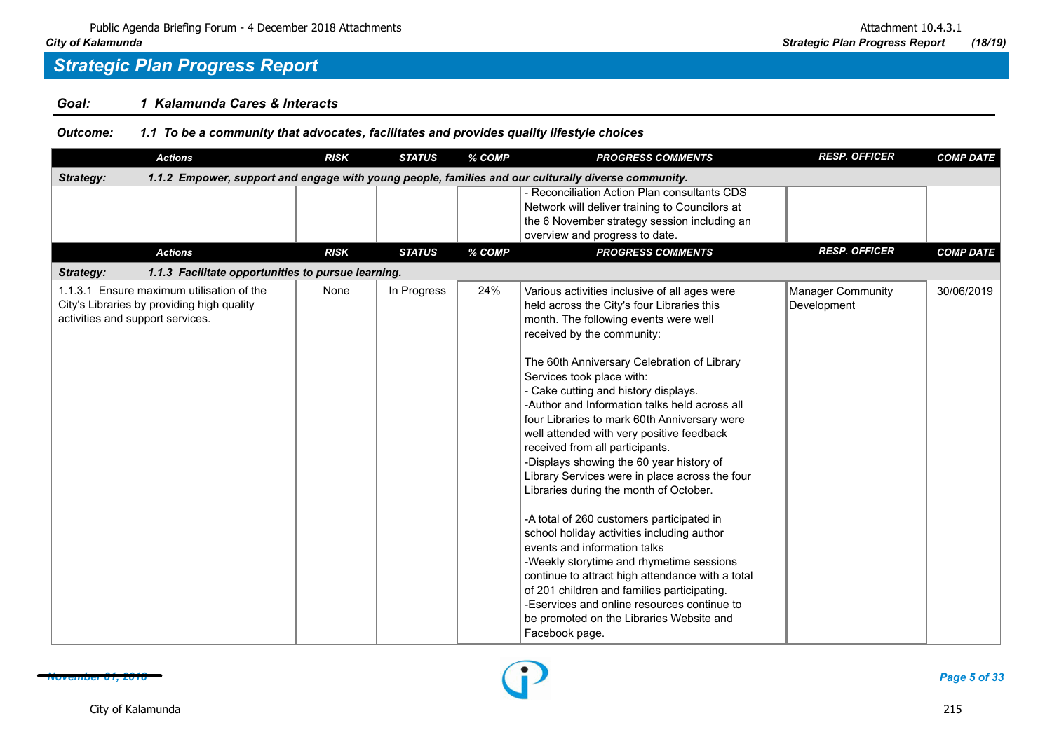## Strategic Plan Progress Report

**Goal: 1 Kalamunda Cares & Interacts**

**Outcome: 1.1 To be a community that advocates, facilitates and provides quality lifestyle choices**

| Actions | RISK | STATUS | % COMP | PROGRESS COMMENTS | RESP. OFFICER | COMP DATE |
|---|---|---|---|---|---|---|
| ***Strategy: 1.1.2 Empower, support and engage with young people, families and our culturally diverse community.*** | | | | | | |
| | | | | - Reconciliation Action Plan consultants CDS Network will deliver training to Councilors at the 6 November strategy session including an overview and progress to date. | | |

| Actions | RISK | STATUS | % COMP | PROGRESS COMMENTS | RESP. OFFICER | COMP DATE |
|---|---|---|---|---|---|---|
| ***Strategy: 1.1.3 Facilitate opportunities to pursue learning.*** | | | | | | |
| 1.1.3.1 Ensure maximum utilisation of the City's Libraries by providing high quality activities and support services. | None | In Progress | 24% | Various activities inclusive of all ages were held across the City's four Libraries this month. The following events were well received by the community:<br><br>The 60th Anniversary Celebration of Library Services took place with:<br>- Cake cutting and history displays.<br>-Author and Information talks held across all four Libraries to mark 60th Anniversary were well attended with very positive feedback received from all participants.<br>-Displays showing the 60 year history of Library Services were in place across the four Libraries during the month of October.<br><br>-A total of 260 customers participated in school holiday activities including author events and information talks<br>-Weekly storytime and rhymetime sessions continue to attract high attendance with a total of 201 children and families participating.<br>-Eservices and online resources continue to be promoted on the Libraries Website and Facebook page. | Manager Community Development | 30/06/2019 |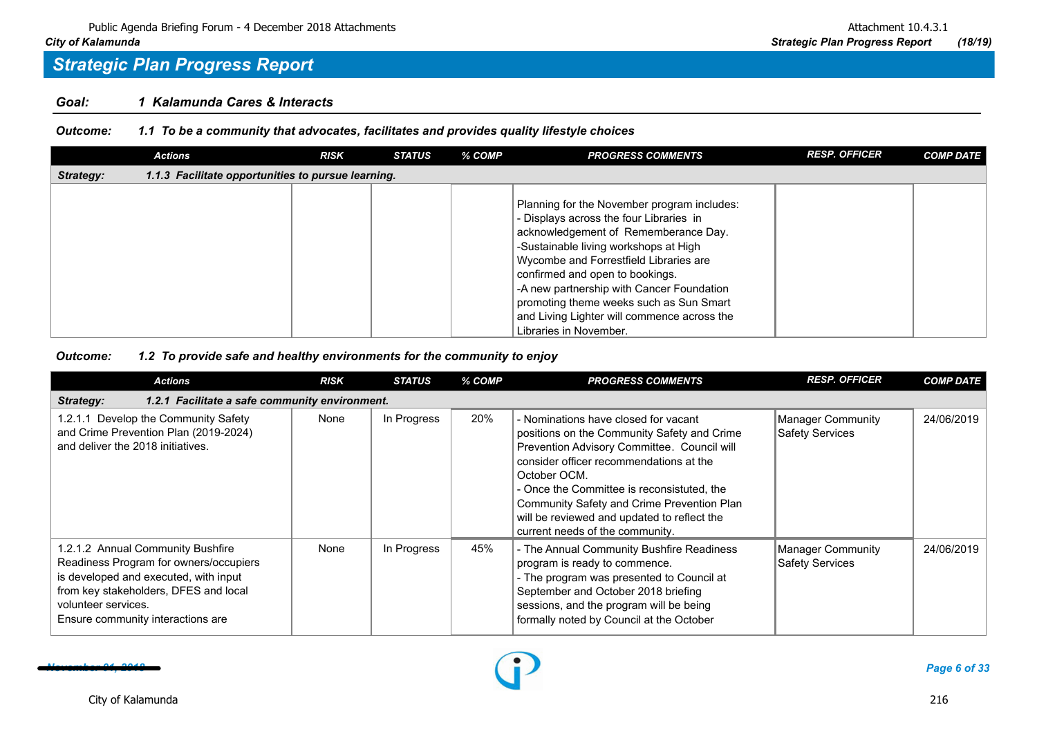## Strategic Plan Progress Report

**Goal:** **1 Kalamunda Cares & Interacts**

**Outcome:** ***1.1 To be a community that advocates, facilitates and provides quality lifestyle choices***

| Actions | RISK | STATUS | % COMP | PROGRESS COMMENTS | RESP. OFFICER | COMP DATE |
|---|---|---|---|---|---|---|
| ***Strategy: 1.1.3 Facilitate opportunities to pursue learning.*** | | | | | | |
| | | | | Planning for the November program includes:<br>- Displays across the four Libraries in acknowledgement of Rememberance Day.<br>-Sustainable living workshops at High Wycombe and Forrestfield Libraries are confirmed and open to bookings.<br>-A new partnership with Cancer Foundation promoting theme weeks such as Sun Smart and Living Lighter will commence across the Libraries in November. | | |

**Outcome:** ***1.2 To provide safe and healthy environments for the community to enjoy***

| Actions | RISK | STATUS | % COMP | PROGRESS COMMENTS | RESP. OFFICER | COMP DATE |
|---|---|---|---|---|---|---|
| ***Strategy: 1.2.1 Facilitate a safe community environment.*** | | | | | | |
| 1.2.1.1 Develop the Community Safety and Crime Prevention Plan (2019-2024) and deliver the 2018 initiatives. | None | In Progress | 20% | - Nominations have closed for vacant positions on the Community Safety and Crime Prevention Advisory Committee. Council will consider officer recommendations at the October OCM.<br>- Once the Committee is reconsistuted, the Community Safety and Crime Prevention Plan will be reviewed and updated to reflect the current needs of the community. | Manager Community Safety Services | 24/06/2019 |
| 1.2.1.2 Annual Community Bushfire Readiness Program for owners/occupiers is developed and executed, with input from key stakeholders, DFES and local volunteer services.<br>Ensure community interactions are | None | In Progress | 45% | - The Annual Community Bushfire Readiness program is ready to commence.<br>- The program was presented to Council at September and October 2018 briefing sessions, and the program will be being formally noted by Council at the October | Manager Community Safety Services | 24/06/2019 |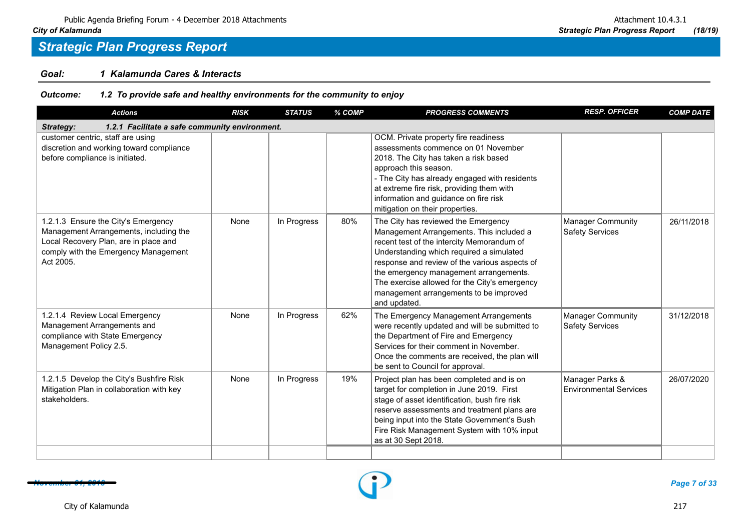# Strategic Plan Progress Report

**Goal: 1 Kalamunda Cares & Interacts**

**Outcome: 1.2 To provide safe and healthy environments for the community to enjoy**

| Actions | RISK | STATUS | % COMP | PROGRESS COMMENTS | RESP. OFFICER | COMP DATE |
|---|---|---|---|---|---|---|
| **Strategy: 1.2.1 Facilitate a safe community environment.** | | | | | | |
| customer centric, staff are using discretion and working toward compliance before compliance is initiated. | | | | OCM. Private property fire readiness assessments commence on 01 November 2018. The City has taken a risk based approach this season. - The City has already engaged with residents at extreme fire risk, providing them with information and guidance on fire risk mitigation on their properties. | | |
| 1.2.1.3 Ensure the City's Emergency Management Arrangements, including the Local Recovery Plan, are in place and comply with the Emergency Management Act 2005. | None | In Progress | 80% | The City has reviewed the Emergency Management Arrangements. This included a recent test of the intercity Memorandum of Understanding which required a simulated response and review of the various aspects of the emergency management arrangements. The exercise allowed for the City's emergency management arrangements to be improved and updated. | Manager Community Safety Services | 26/11/2018 |
| 1.2.1.4 Review Local Emergency Management Arrangements and compliance with State Emergency Management Policy 2.5. | None | In Progress | 62% | The Emergency Management Arrangements were recently updated and will be submitted to the Department of Fire and Emergency Services for their comment in November. Once the comments are received, the plan will be sent to Council for approval. | Manager Community Safety Services | 31/12/2018 |
| 1.2.1.5 Develop the City's Bushfire Risk Mitigation Plan in collaboration with key stakeholders. | None | In Progress | 19% | Project plan has been completed and is on target for completion in June 2019. First stage of asset identification, bush fire risk reserve assessments and treatment plans are being input into the State Government's Bush Fire Risk Management System with 10% input as at 30 Sept 2018. | Manager Parks & Environmental Services | 26/07/2020 |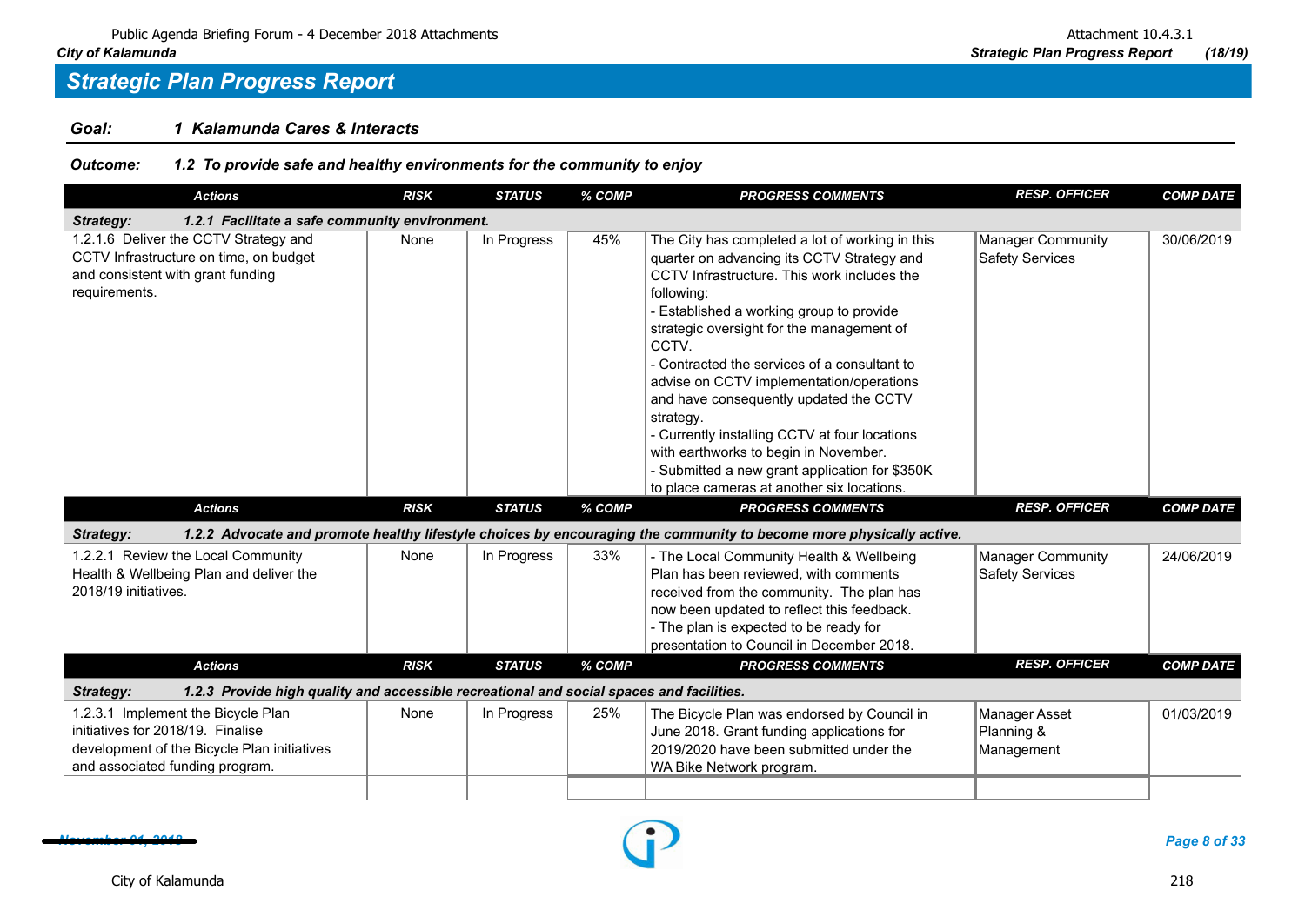## Strategic Plan Progress Report

**Goal:** **1 Kalamunda Cares & Interacts**

**Outcome:** **1.2 To provide safe and healthy environments for the community to enjoy**

| Actions | RISK | STATUS | % COMP | PROGRESS COMMENTS | RESP. OFFICER | COMP DATE |
|---|---|---|---|---|---|---|
| **Strategy: 1.2.1 Facilitate a safe community environment.** | | | | | | |
| 1.2.1.6 Deliver the CCTV Strategy and CCTV Infrastructure on time, on budget and consistent with grant funding requirements. | None | In Progress | 45% | The City has completed a lot of working in this quarter on advancing its CCTV Strategy and CCTV Infrastructure. This work includes the following:<br>- Established a working group to provide strategic oversight for the management of CCTV.<br>- Contracted the services of a consultant to advise on CCTV implementation/operations and have consequently updated the CCTV strategy.<br>- Currently installing CCTV at four locations with earthworks to begin in November.<br>- Submitted a new grant application for $350K to place cameras at another six locations. | Manager Community Safety Services | 30/06/2019 |

| Actions | RISK | STATUS | % COMP | PROGRESS COMMENTS | RESP. OFFICER | COMP DATE |
|---|---|---|---|---|---|---|
| **Strategy: 1.2.2 Advocate and promote healthy lifestyle choices by encouraging the community to become more physically active.** | | | | | | |
| 1.2.2.1 Review the Local Community Health & Wellbeing Plan and deliver the 2018/19 initiatives. | None | In Progress | 33% | - The Local Community Health & Wellbeing Plan has been reviewed, with comments received from the community. The plan has now been updated to reflect this feedback.<br>- The plan is expected to be ready for presentation to Council in December 2018. | Manager Community Safety Services | 24/06/2019 |

| Actions | RISK | STATUS | % COMP | PROGRESS COMMENTS | RESP. OFFICER | COMP DATE |
|---|---|---|---|---|---|---|
| **Strategy: 1.2.3 Provide high quality and accessible recreational and social spaces and facilities.** | | | | | | |
| 1.2.3.1 Implement the Bicycle Plan initiatives for 2018/19. Finalise development of the Bicycle Plan initiatives and associated funding program. | None | In Progress | 25% | The Bicycle Plan was endorsed by Council in June 2018. Grant funding applications for 2019/2020 have been submitted under the WA Bike Network program. | Manager Asset Planning & Management | 01/03/2019 |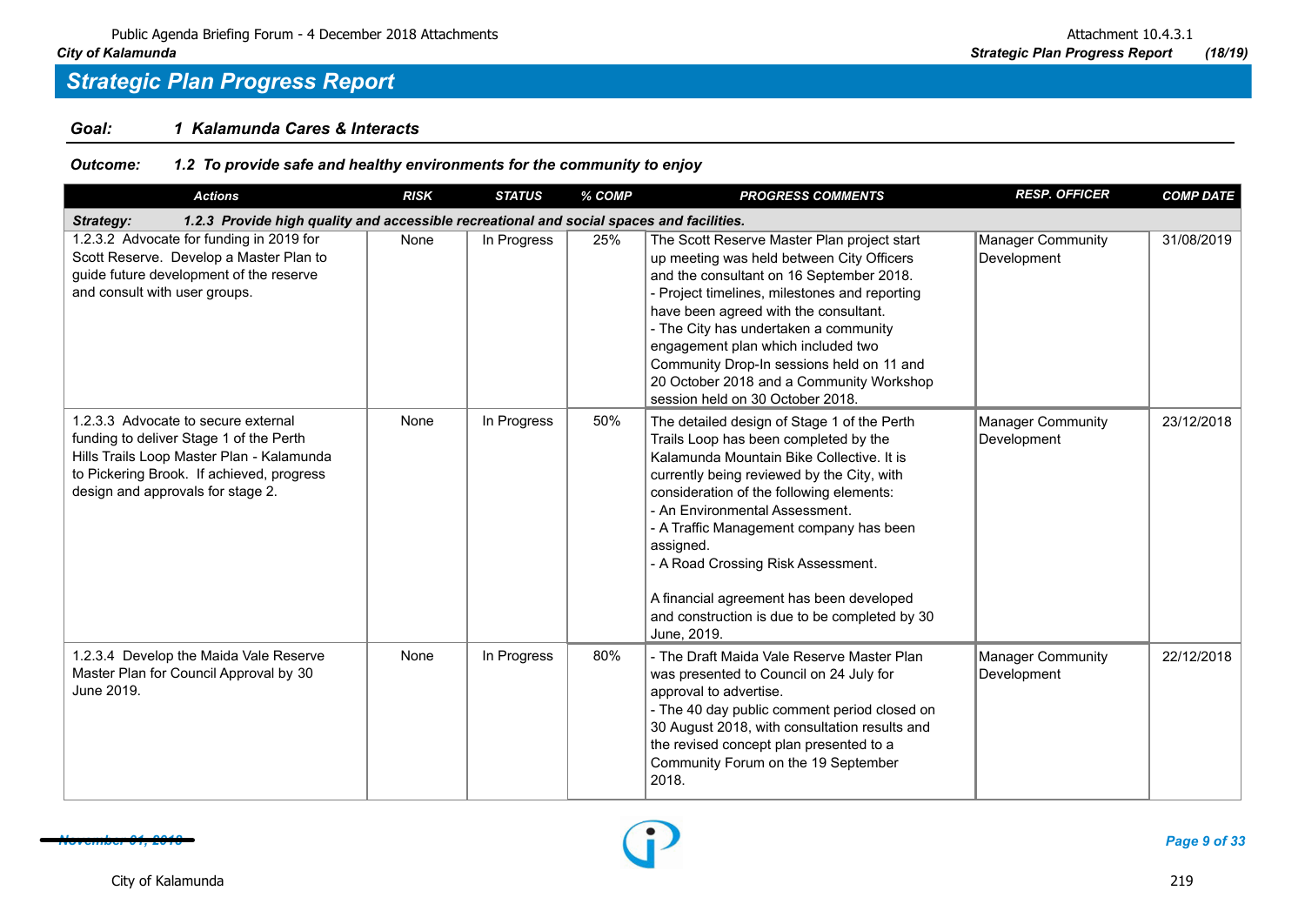## Strategic Plan Progress Report

**Goal:** **1 Kalamunda Cares & Interacts**

**Outcome:** ***1.2 To provide safe and healthy environments for the community to enjoy***

| Actions | RISK | STATUS | % COMP | PROGRESS COMMENTS | RESP. OFFICER | COMP DATE |
|---|---|---|---|---|---|---|
| ***Strategy: 1.2.3 Provide high quality and accessible recreational and social spaces and facilities.*** | | | | | | |
| 1.2.3.2 Advocate for funding in 2019 for Scott Reserve. Develop a Master Plan to guide future development of the reserve and consult with user groups. | None | In Progress | 25% | The Scott Reserve Master Plan project start up meeting was held between City Officers and the consultant on 16 September 2018.<br>- Project timelines, milestones and reporting have been agreed with the consultant.<br>- The City has undertaken a community engagement plan which included two Community Drop-In sessions held on 11 and 20 October 2018 and a Community Workshop session held on 30 October 2018. | Manager Community Development | 31/08/2019 |
| 1.2.3.3 Advocate to secure external funding to deliver Stage 1 of the Perth Hills Trails Loop Master Plan - Kalamunda to Pickering Brook. If achieved, progress design and approvals for stage 2. | None | In Progress | 50% | The detailed design of Stage 1 of the Perth Trails Loop has been completed by the Kalamunda Mountain Bike Collective. It is currently being reviewed by the City, with consideration of the following elements:<br>- An Environmental Assessment.<br>- A Traffic Management company has been assigned.<br>- A Road Crossing Risk Assessment.<br><br>A financial agreement has been developed and construction is due to be completed by 30 June, 2019. | Manager Community Development | 23/12/2018 |
| 1.2.3.4 Develop the Maida Vale Reserve Master Plan for Council Approval by 30 June 2019. | None | In Progress | 80% | - The Draft Maida Vale Reserve Master Plan was presented to Council on 24 July for approval to advertise.<br>- The 40 day public comment period closed on 30 August 2018, with consultation results and the revised concept plan presented to a Community Forum on the 19 September 2018. | Manager Community Development | 22/12/2018 |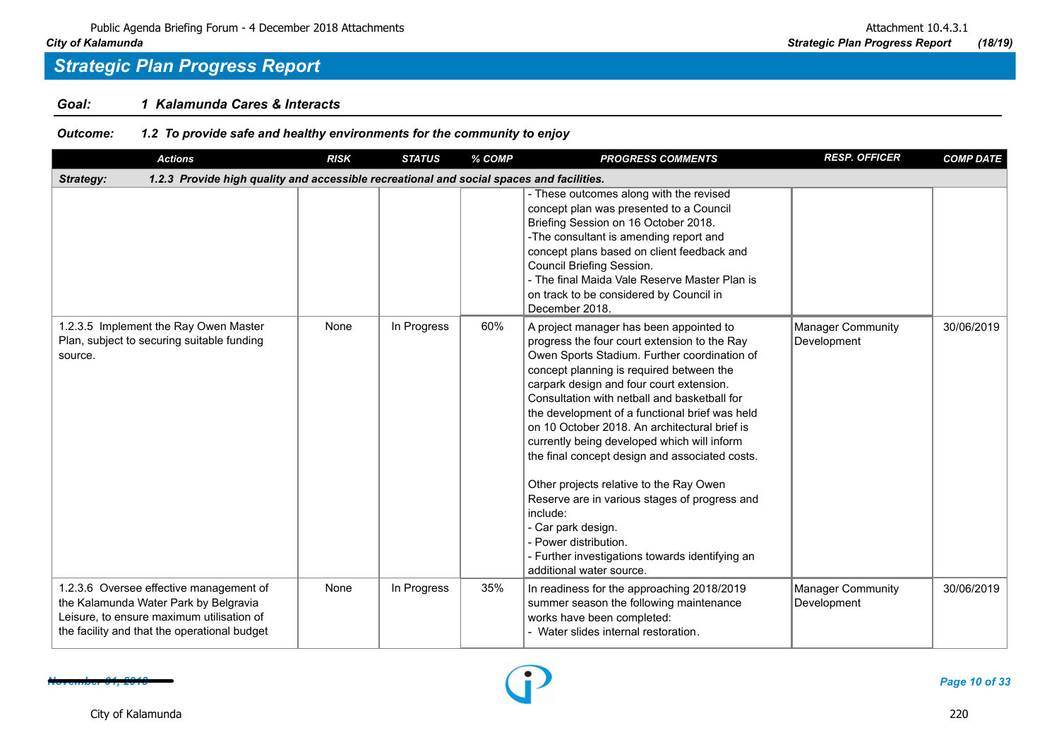## Strategic Plan Progress Report

**Goal:** 1 Kalamunda Cares & Interacts

**Outcome:** 1.2 To provide safe and healthy environments for the community to enjoy

| Actions | RISK | STATUS | % COMP | PROGRESS COMMENTS | RESP. OFFICER | COMP DATE |
|---|---|---|---|---|---|---|
| ***Strategy:* 1.2.3 Provide high quality and accessible recreational and social spaces and facilities.** | | | | | | |
| | | | | - These outcomes along with the revised concept plan was presented to a Council Briefing Session on 16 October 2018.<br>-The consultant is amending report and concept plans based on client feedback and Council Briefing Session.<br>- The final Maida Vale Reserve Master Plan is on track to be considered by Council in December 2018. | | |
| 1.2.3.5 Implement the Ray Owen Master Plan, subject to securing suitable funding source. | None | In Progress | 60% | A project manager has been appointed to progress the four court extension to the Ray Owen Sports Stadium. Further coordination of concept planning is required between the carpark design and four court extension. Consultation with netball and basketball for the development of a functional brief was held on 10 October 2018. An architectural brief is currently being developed which will inform the final concept design and associated costs.<br><br>Other projects relative to the Ray Owen Reserve are in various stages of progress and include:<br>- Car park design.<br>- Power distribution.<br>- Further investigations towards identifying an additional water source. | Manager Community Development | 30/06/2019 |
| 1.2.3.6 Oversee effective management of the Kalamunda Water Park by Belgravia Leisure, to ensure maximum utilisation of the facility and that the operational budget | None | In Progress | 35% | In readiness for the approaching 2018/2019 summer season the following maintenance works have been completed:<br>- Water slides internal restoration. | Manager Community Development | 30/06/2019 |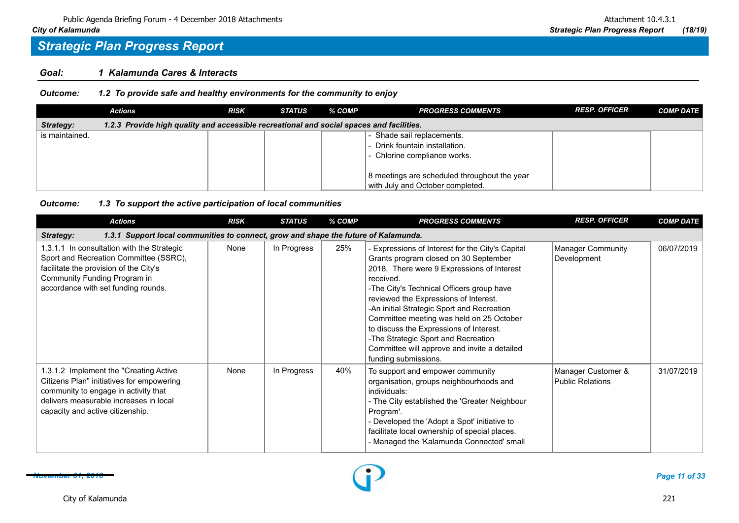## Strategic Plan Progress Report

**Goal:** **1 Kalamunda Cares & Interacts**

***Outcome:*** ***1.2 To provide safe and healthy environments for the community to enjoy***

| Actions | RISK | STATUS | % COMP | PROGRESS COMMENTS | RESP. OFFICER | COMP DATE |
|---|---|---|---|---|---|---|
| ***Strategy:*** ***1.2.3 Provide high quality and accessible recreational and social spaces and facilities.*** | | | | | | |
| is maintained. | | | | - Shade sail replacements.<br>- Drink fountain installation.<br>- Chlorine compliance works.<br><br>8 meetings are scheduled throughout the year with July and October completed. | | |

***Outcome:*** ***1.3 To support the active participation of local communities***

| Actions | RISK | STATUS | % COMP | PROGRESS COMMENTS | RESP. OFFICER | COMP DATE |
|---|---|---|---|---|---|---|
| ***Strategy:*** ***1.3.1 Support local communities to connect, grow and shape the future of Kalamunda.*** | | | | | | |
| 1.3.1.1 In consultation with the Strategic Sport and Recreation Committee (SSRC), facilitate the provision of the City's Community Funding Program in accordance with set funding rounds. | None | In Progress | 25% | - Expressions of Interest for the City's Capital Grants program closed on 30 September 2018. There were 9 Expressions of Interest received.<br>-The City's Technical Officers group have reviewed the Expressions of Interest.<br>-An initial Strategic Sport and Recreation Committee meeting was held on 25 October to discuss the Expressions of Interest.<br>-The Strategic Sport and Recreation Committee will approve and invite a detailed funding submissions. | Manager Community Development | 06/07/2019 |
| 1.3.1.2 Implement the "Creating Active Citizens Plan" initiatives for empowering community to engage in activity that delivers measurable increases in local capacity and active citizenship. | None | In Progress | 40% | To support and empower community organisation, groups neighbourhoods and individuals:<br>- The City established the 'Greater Neighbour Program'.<br>- Developed the 'Adopt a Spot' initiative to facilitate local ownership of special places.<br>- Managed the 'Kalamunda Connected' small | Manager Customer & Public Relations | 31/07/2019 |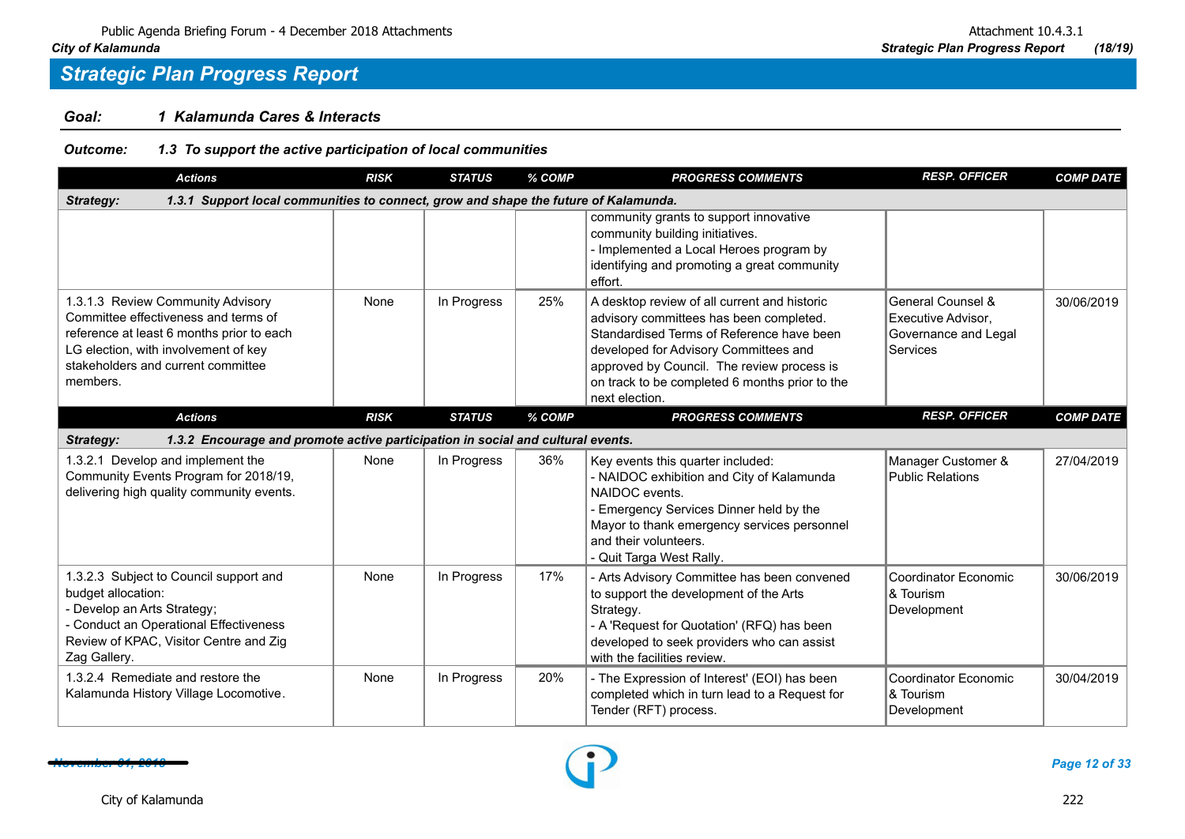## Strategic Plan Progress Report

**Goal:** **1 Kalamunda Cares & Interacts**

**Outcome:** **1.3 To support the active participation of local communities**

| Actions | RISK | STATUS | % COMP | PROGRESS COMMENTS | RESP. OFFICER | COMP DATE |
|---|---|---|---|---|---|---|
| ***Strategy: 1.3.1 Support local communities to connect, grow and shape the future of Kalamunda.*** | | | | | | |
| | | | | community grants to support innovative community building initiatives.<br>- Implemented a Local Heroes program by identifying and promoting a great community effort. | | |
| 1.3.1.3 Review Community Advisory Committee effectiveness and terms of reference at least 6 months prior to each LG election, with involvement of key stakeholders and current committee members. | None | In Progress | 25% | A desktop review of all current and historic advisory committees has been completed. Standardised Terms of Reference have been developed for Advisory Committees and approved by Council. The review process is on track to be completed 6 months prior to the next election. | General Counsel & Executive Advisor, Governance and Legal Services | 30/06/2019 |
| ***Strategy: 1.3.2 Encourage and promote active participation in social and cultural events.*** | | | | | | |
| 1.3.2.1 Develop and implement the Community Events Program for 2018/19, delivering high quality community events. | None | In Progress | 36% | Key events this quarter included:<br>- NAIDOC exhibition and City of Kalamunda NAIDOC events.<br>- Emergency Services Dinner held by the Mayor to thank emergency services personnel and their volunteers.<br>- Quit Targa West Rally. | Manager Customer & Public Relations | 27/04/2019 |
| 1.3.2.3 Subject to Council support and budget allocation:<br>- Develop an Arts Strategy;<br>- Conduct an Operational Effectiveness Review of KPAC, Visitor Centre and Zig Zag Gallery. | None | In Progress | 17% | - Arts Advisory Committee has been convened to support the development of the Arts Strategy.<br>- A 'Request for Quotation' (RFQ) has been developed to seek providers who can assist with the facilities review. | Coordinator Economic & Tourism Development | 30/06/2019 |
| 1.3.2.4 Remediate and restore the Kalamunda History Village Locomotive. | None | In Progress | 20% | - The Expression of Interest' (EOI) has been completed which in turn lead to a Request for Tender (RFT) process. | Coordinator Economic & Tourism Development | 30/04/2019 |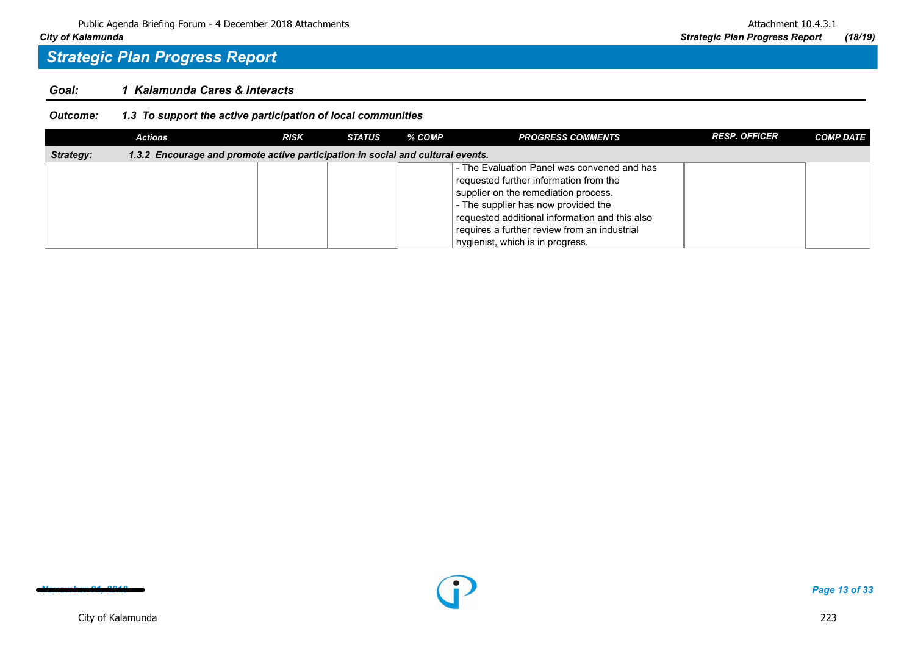## Strategic Plan Progress Report

**Goal:** ***1 Kalamunda Cares & Interacts***

***Outcome:*** ***1.3 To support the active participation of local communities***

| Actions | RISK | STATUS | % COMP | PROGRESS COMMENTS | RESP. OFFICER | COMP DATE |
|---|---|---|---|---|---|---|
| ***Strategy: 1.3.2 Encourage and promote active participation in social and cultural events.*** | | | | | | |
| | | | | - The Evaluation Panel was convened and has requested further information from the supplier on the remediation process.<br>- The supplier has now provided the requested additional information and this also requires a further review from an industrial hygienist, which is in progress. | | |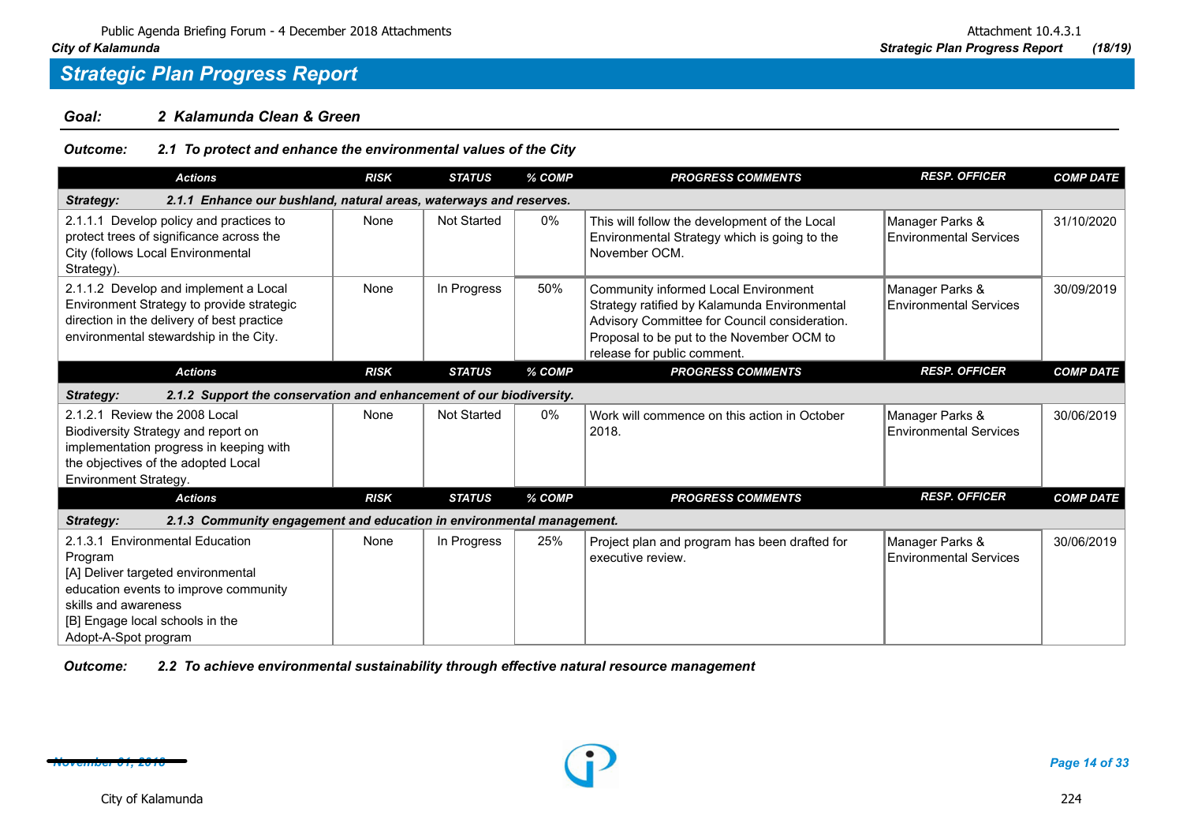## Strategic Plan Progress Report

### Goal: 2 Kalamunda Clean & Green

**Outcome: 2.1 To protect and enhance the environmental values of the City**

| Actions | RISK | STATUS | % COMP | PROGRESS COMMENTS | RESP. OFFICER | COMP DATE |
|---|---|---|---|---|---|---|
| **Strategy: 2.1.1 Enhance our bushland, natural areas, waterways and reserves.** | | | | | | |
| 2.1.1.1 Develop policy and practices to protect trees of significance across the City (follows Local Environmental Strategy). | None | Not Started | 0% | This will follow the development of the Local Environmental Strategy which is going to the November OCM. | Manager Parks & Environmental Services | 31/10/2020 |
| 2.1.1.2 Develop and implement a Local Environment Strategy to provide strategic direction in the delivery of best practice environmental stewardship in the City. | None | In Progress | 50% | Community informed Local Environment Strategy ratified by Kalamunda Environmental Advisory Committee for Council consideration. Proposal to be put to the November OCM to release for public comment. | Manager Parks & Environmental Services | 30/09/2019 |

| Actions | RISK | STATUS | % COMP | PROGRESS COMMENTS | RESP. OFFICER | COMP DATE |
|---|---|---|---|---|---|---|
| **Strategy: 2.1.2 Support the conservation and enhancement of our biodiversity.** | | | | | | |
| 2.1.2.1 Review the 2008 Local Biodiversity Strategy and report on implementation progress in keeping with the objectives of the adopted Local Environment Strategy. | None | Not Started | 0% | Work will commence on this action in October 2018. | Manager Parks & Environmental Services | 30/06/2019 |

| Actions | RISK | STATUS | % COMP | PROGRESS COMMENTS | RESP. OFFICER | COMP DATE |
|---|---|---|---|---|---|---|
| **Strategy: 2.1.3 Community engagement and education in environmental management.** | | | | | | |
| 2.1.3.1 Environmental Education Program<br>[A] Deliver targeted environmental education events to improve community skills and awareness<br>[B] Engage local schools in the Adopt-A-Spot program | None | In Progress | 25% | Project plan and program has been drafted for executive review. | Manager Parks & Environmental Services | 30/06/2019 |

**Outcome: 2.2 To achieve environmental sustainability through effective natural resource management**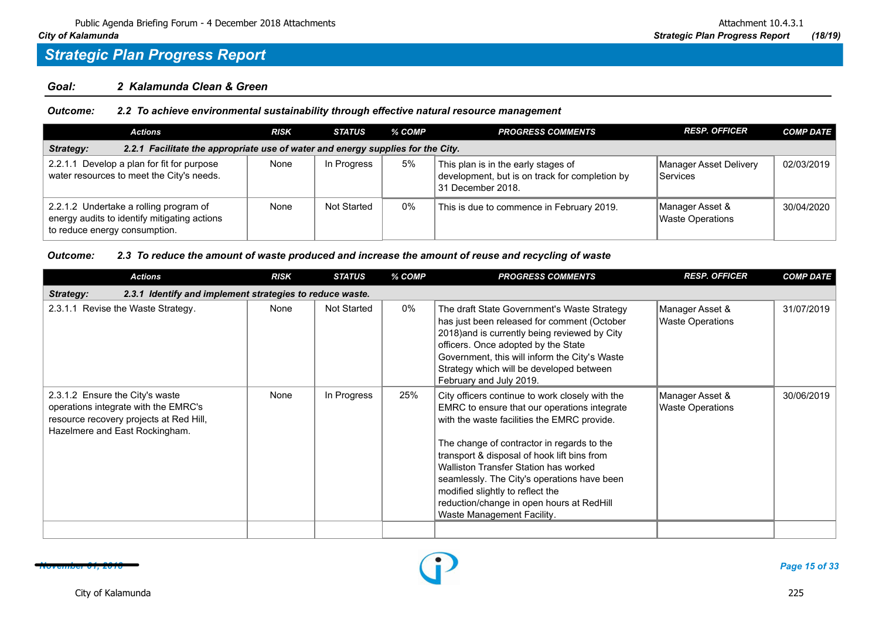# Strategic Plan Progress Report

## Goal: 2 Kalamunda Clean & Green

### Outcome: 2.2 To achieve environmental sustainability through effective natural resource management

| Actions | RISK | STATUS | % COMP | PROGRESS COMMENTS | RESP. OFFICER | COMP DATE |
|---|---|---|---|---|---|---|
| **Strategy: 2.2.1 Facilitate the appropriate use of water and energy supplies for the City.** | | | | | | |
| 2.2.1.1 Develop a plan for fit for purpose water resources to meet the City's needs. | None | In Progress | 5% | This plan is in the early stages of development, but is on track for completion by 31 December 2018. | Manager Asset Delivery Services | 02/03/2019 |
| 2.2.1.2 Undertake a rolling program of energy audits to identify mitigating actions to reduce energy consumption. | None | Not Started | 0% | This is due to commence in February 2019. | Manager Asset & Waste Operations | 30/04/2020 |

### Outcome: 2.3 To reduce the amount of waste produced and increase the amount of reuse and recycling of waste

| Actions | RISK | STATUS | % COMP | PROGRESS COMMENTS | RESP. OFFICER | COMP DATE |
|---|---|---|---|---|---|---|
| **Strategy: 2.3.1 Identify and implement strategies to reduce waste.** | | | | | | |
| 2.3.1.1 Revise the Waste Strategy. | None | Not Started | 0% | The draft State Government's Waste Strategy has just been released for comment (October 2018)and is currently being reviewed by City officers. Once adopted by the State Government, this will inform the City's Waste Strategy which will be developed between February and July 2019. | Manager Asset & Waste Operations | 31/07/2019 |
| 2.3.1.2 Ensure the City's waste operations integrate with the EMRC's resource recovery projects at Red Hill, Hazelmere and East Rockingham. | None | In Progress | 25% | City officers continue to work closely with the EMRC to ensure that our operations integrate with the waste facilities the EMRC provide.<br><br>The change of contractor in regards to the transport & disposal of hook lift bins from Walliston Transfer Station has worked seamlessly. The City's operations have been modified slightly to reflect the reduction/change in open hours at RedHill Waste Management Facility. | Manager Asset & Waste Operations | 30/06/2019 |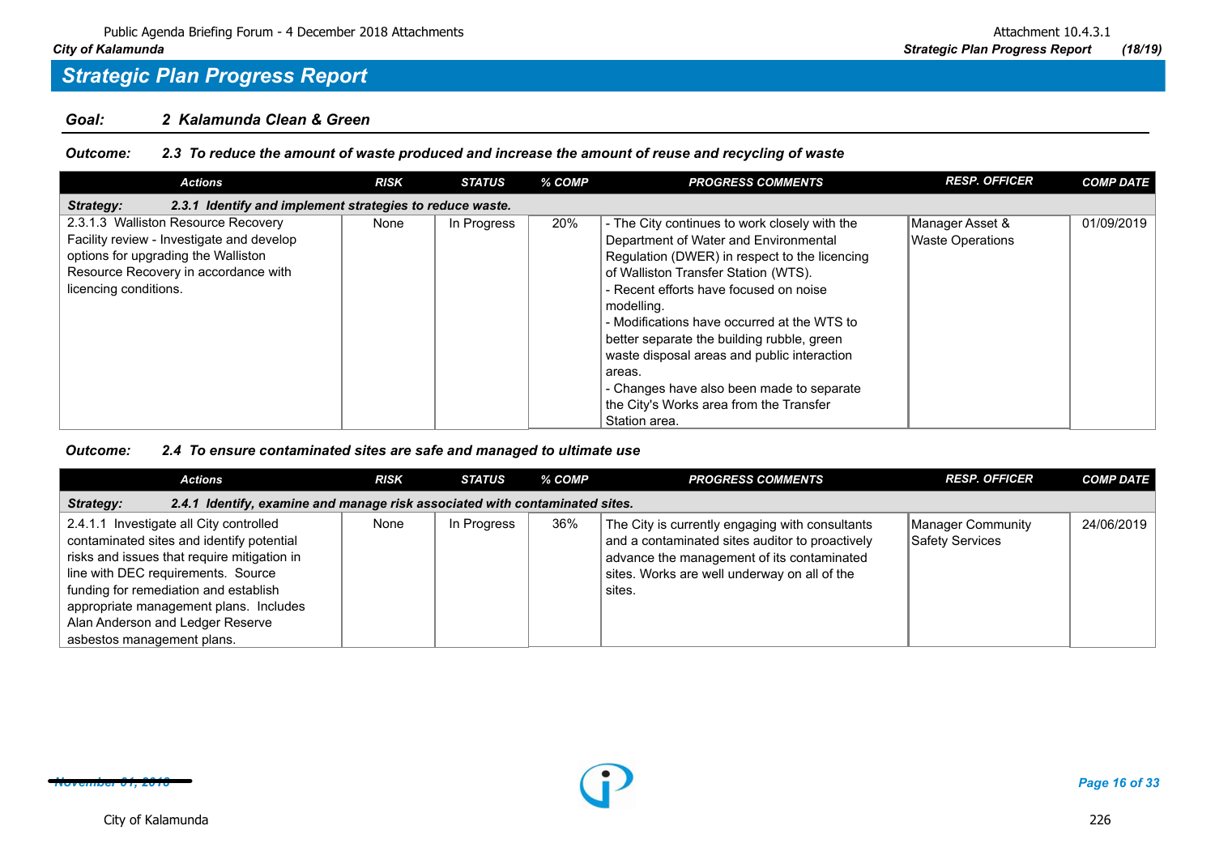## Strategic Plan Progress Report

### Goal: 2 Kalamunda Clean & Green

**Outcome: 2.3 To reduce the amount of waste produced and increase the amount of reuse and recycling of waste**

| Actions | RISK | STATUS | % COMP | PROGRESS COMMENTS | RESP. OFFICER | COMP DATE |
|---|---|---|---|---|---|---|
| **Strategy: 2.3.1 Identify and implement strategies to reduce waste.** | | | | | | |
| 2.3.1.3 Walliston Resource Recovery Facility review - Investigate and develop options for upgrading the Walliston Resource Recovery in accordance with licencing conditions. | None | In Progress | 20% | - The City continues to work closely with the Department of Water and Environmental Regulation (DWER) in respect to the licencing of Walliston Transfer Station (WTS).<br>- Recent efforts have focused on noise modelling.<br>- Modifications have occurred at the WTS to better separate the building rubble, green waste disposal areas and public interaction areas.<br>- Changes have also been made to separate the City's Works area from the Transfer Station area. | Manager Asset & Waste Operations | 01/09/2019 |

**Outcome: 2.4 To ensure contaminated sites are safe and managed to ultimate use**

| Actions | RISK | STATUS | % COMP | PROGRESS COMMENTS | RESP. OFFICER | COMP DATE |
|---|---|---|---|---|---|---|
| **Strategy: 2.4.1 Identify, examine and manage risk associated with contaminated sites.** | | | | | | |
| 2.4.1.1 Investigate all City controlled contaminated sites and identify potential risks and issues that require mitigation in line with DEC requirements. Source funding for remediation and establish appropriate management plans. Includes Alan Anderson and Ledger Reserve asbestos management plans. | None | In Progress | 36% | The City is currently engaging with consultants and a contaminated sites auditor to proactively advance the management of its contaminated sites. Works are well underway on all of the sites. | Manager Community Safety Services | 24/06/2019 |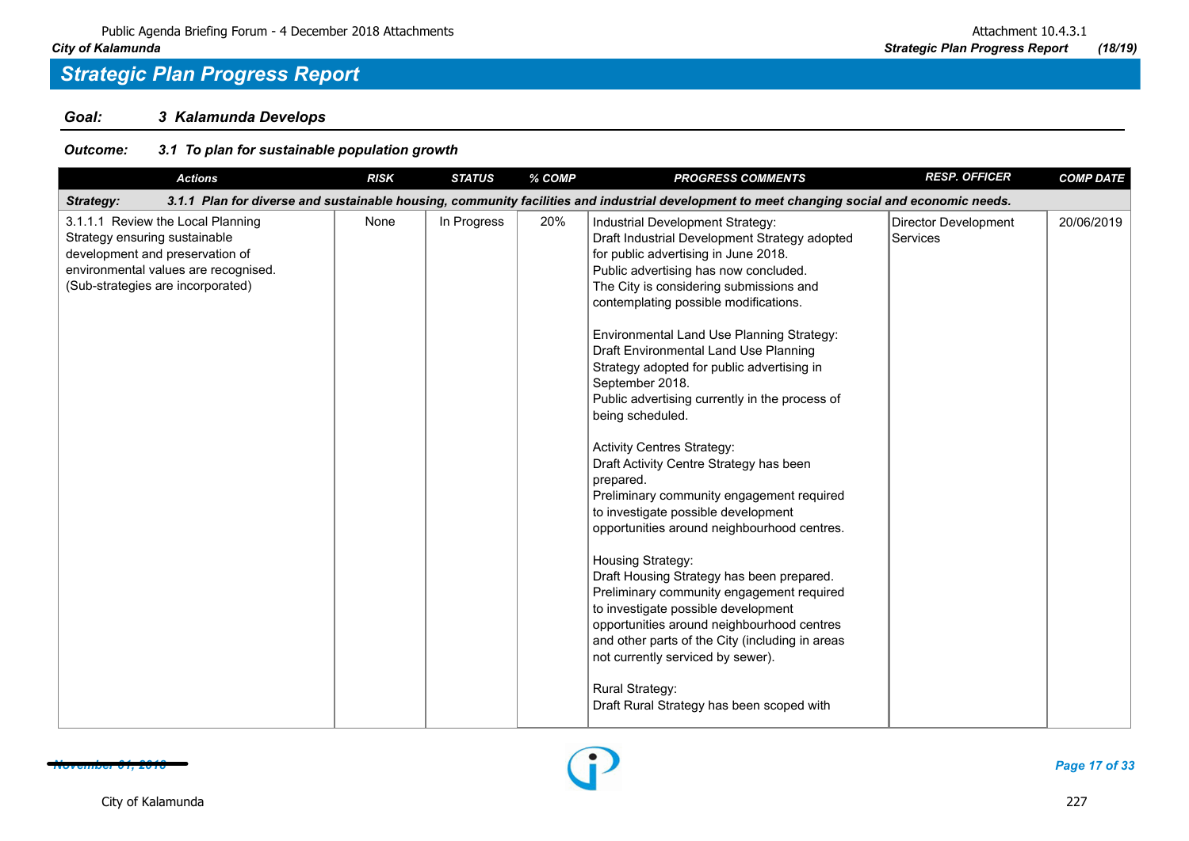## Strategic Plan Progress Report

**Goal:** *3 Kalamunda Develops*

**Outcome:** *3.1 To plan for sustainable population growth*

| Actions | RISK | STATUS | % COMP | PROGRESS COMMENTS | RESP. OFFICER | COMP DATE |
|---|---|---|---|---|---|---|
| **Strategy: 3.1.1 Plan for diverse and sustainable housing, community facilities and industrial development to meet changing social and economic needs.** | | | | | | |
| 3.1.1.1 Review the Local Planning Strategy ensuring sustainable development and preservation of environmental values are recognised. (Sub-strategies are incorporated) | None | In Progress | 20% | Industrial Development Strategy:<br>Draft Industrial Development Strategy adopted for public advertising in June 2018.<br>Public advertising has now concluded.<br>The City is considering submissions and contemplating possible modifications.<br><br>Environmental Land Use Planning Strategy:<br>Draft Environmental Land Use Planning Strategy adopted for public advertising in September 2018.<br>Public advertising currently in the process of being scheduled.<br><br>Activity Centres Strategy:<br>Draft Activity Centre Strategy has been prepared.<br>Preliminary community engagement required to investigate possible development opportunities around neighbourhood centres.<br><br>Housing Strategy:<br>Draft Housing Strategy has been prepared.<br>Preliminary community engagement required to investigate possible development opportunities around neighbourhood centres and other parts of the City (including in areas not currently serviced by sewer).<br><br>Rural Strategy:<br>Draft Rural Strategy has been scoped with | Director Development Services | 20/06/2019 |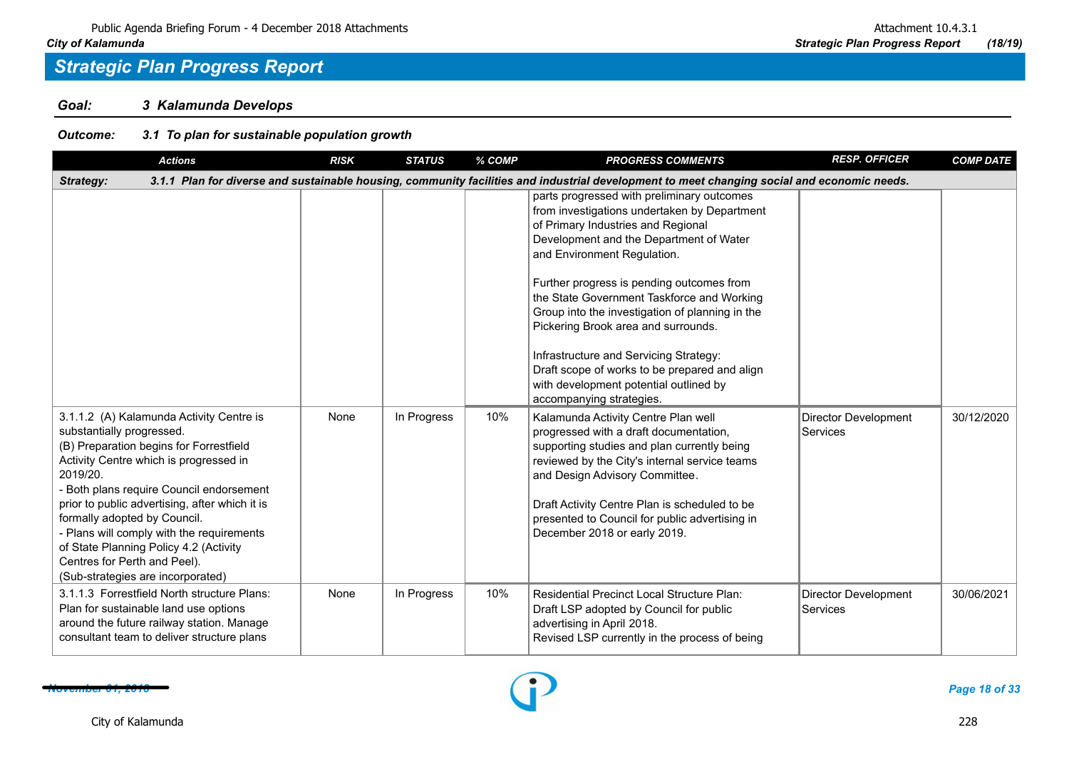## Strategic Plan Progress Report

**Goal:** **3 Kalamunda Develops**

**Outcome:** **3.1 To plan for sustainable population growth**

| Actions | RISK | STATUS | % COMP | PROGRESS COMMENTS | RESP. OFFICER | COMP DATE |
|---|---|---|---|---|---|---|
| **Strategy: 3.1.1 Plan for diverse and sustainable housing, community facilities and industrial development to meet changing social and economic needs.** | | | | | | |
| | | | | parts progressed with preliminary outcomes from investigations undertaken by Department of Primary Industries and Regional Development and the Department of Water and Environment Regulation.<br><br>Further progress is pending outcomes from the State Government Taskforce and Working Group into the investigation of planning in the Pickering Brook area and surrounds.<br><br>Infrastructure and Servicing Strategy:<br>Draft scope of works to be prepared and align with development potential outlined by accompanying strategies. | | |
| 3.1.1.2 (A) Kalamunda Activity Centre is substantially progressed.<br>(B) Preparation begins for Forrestfield Activity Centre which is progressed in 2019/20.<br>- Both plans require Council endorsement prior to public advertising, after which it is formally adopted by Council.<br>- Plans will comply with the requirements of State Planning Policy 4.2 (Activity Centres for Perth and Peel).<br>(Sub-strategies are incorporated) | None | In Progress | 10% | Kalamunda Activity Centre Plan well progressed with a draft documentation, supporting studies and plan currently being reviewed by the City's internal service teams and Design Advisory Committee.<br><br>Draft Activity Centre Plan is scheduled to be presented to Council for public advertising in December 2018 or early 2019. | Director Development Services | 30/12/2020 |
| 3.1.1.3 Forrestfield North structure Plans: Plan for sustainable land use options around the future railway station. Manage consultant team to deliver structure plans | None | In Progress | 10% | Residential Precinct Local Structure Plan:<br>Draft LSP adopted by Council for public advertising in April 2018.<br>Revised LSP currently in the process of being | Director Development Services | 30/06/2021 |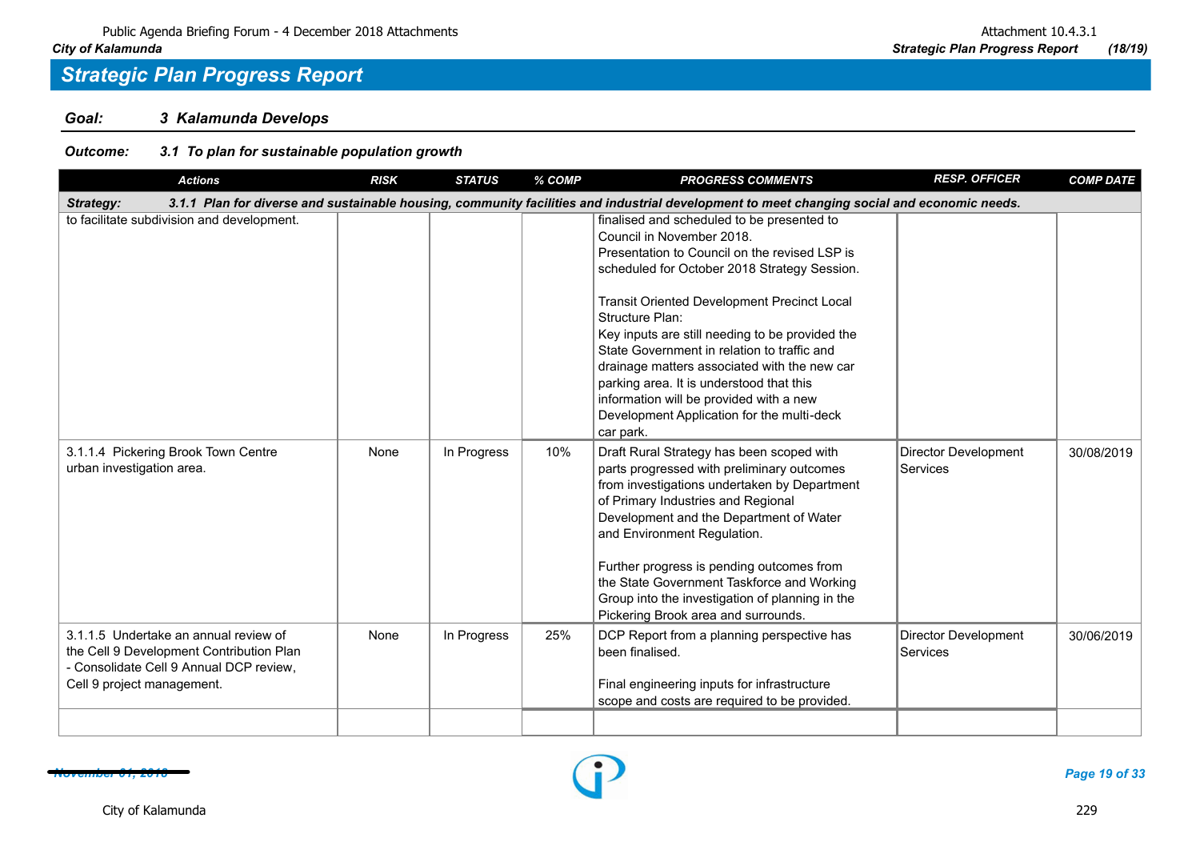## Strategic Plan Progress Report

**Goal:** **3 Kalamunda Develops**

**Outcome:** **3.1 To plan for sustainable population growth**

| Actions | RISK | STATUS | % COMP | PROGRESS COMMENTS | RESP. OFFICER | COMP DATE |
|---|---|---|---|---|---|---|
| **Strategy: 3.1.1 Plan for diverse and sustainable housing, community facilities and industrial development to meet changing social and economic needs.** | | | | | | |
| to facilitate subdivision and development. | | | | finalised and scheduled to be presented to Council in November 2018. Presentation to Council on the revised LSP is scheduled for October 2018 Strategy Session.<br><br>Transit Oriented Development Precinct Local Structure Plan:<br>Key inputs are still needing to be provided the State Government in relation to traffic and drainage matters associated with the new car parking area. It is understood that this information will be provided with a new Development Application for the multi-deck car park. | | |
| 3.1.1.4 Pickering Brook Town Centre urban investigation area. | None | In Progress | 10% | Draft Rural Strategy has been scoped with parts progressed with preliminary outcomes from investigations undertaken by Department of Primary Industries and Regional Development and the Department of Water and Environment Regulation.<br><br>Further progress is pending outcomes from the State Government Taskforce and Working Group into the investigation of planning in the Pickering Brook area and surrounds. | Director Development Services | 30/08/2019 |
| 3.1.1.5 Undertake an annual review of the Cell 9 Development Contribution Plan - Consolidate Cell 9 Annual DCP review, Cell 9 project management. | None | In Progress | 25% | DCP Report from a planning perspective has been finalised.<br><br>Final engineering inputs for infrastructure scope and costs are required to be provided. | Director Development Services | 30/06/2019 |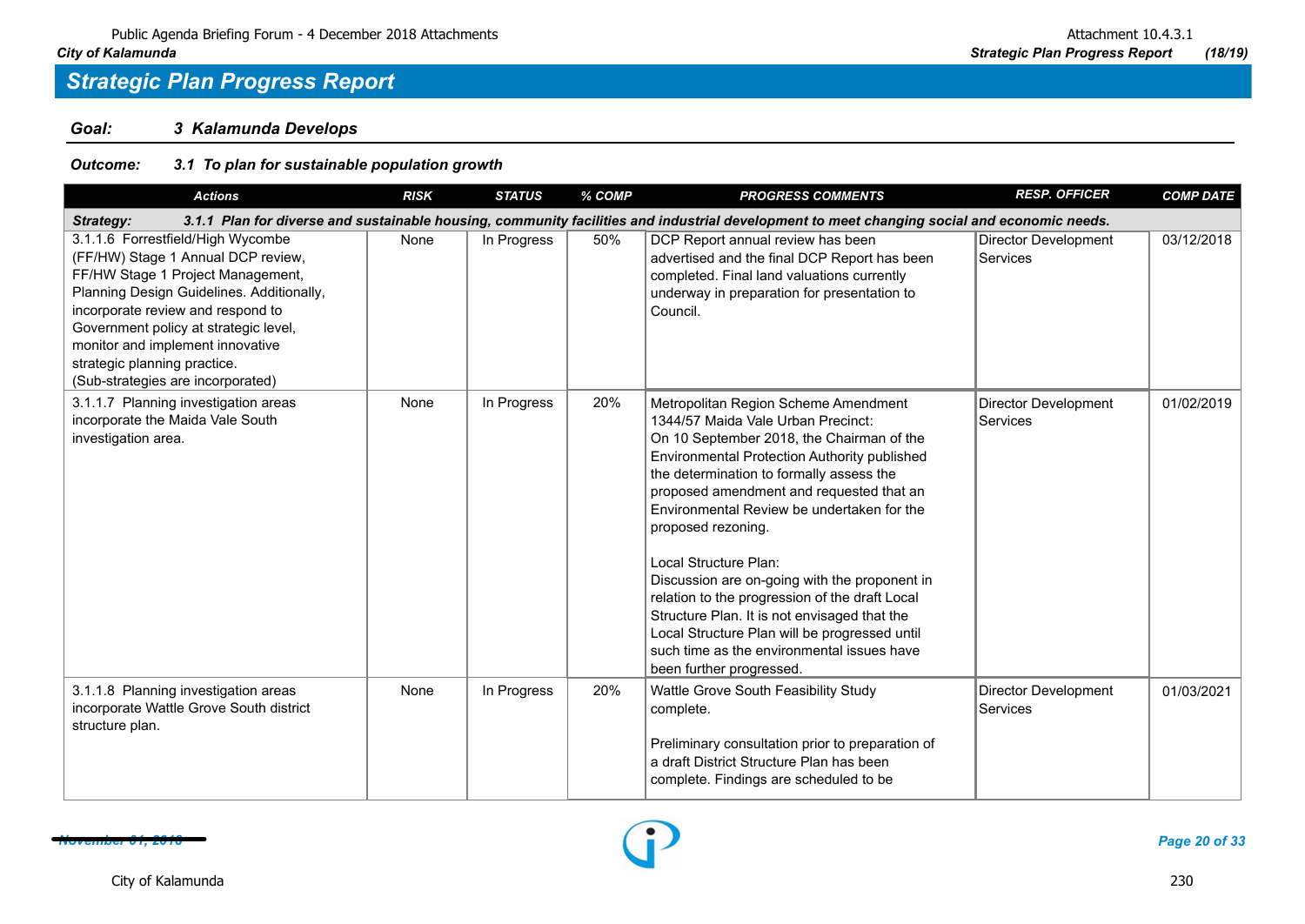## Strategic Plan Progress Report

**Goal:** 3 Kalamunda Develops

**Outcome:** 3.1 To plan for sustainable population growth

| Actions | RISK | STATUS | % COMP | PROGRESS COMMENTS | RESP. OFFICER | COMP DATE |
|---|---|---|---|---|---|---|
| **Strategy: 3.1.1 Plan for diverse and sustainable housing, community facilities and industrial development to meet changing social and economic needs.** | | | | | | |
| 3.1.1.6 Forrestfield/High Wycombe (FF/HW) Stage 1 Annual DCP review, FF/HW Stage 1 Project Management, Planning Design Guidelines. Additionally, incorporate review and respond to Government policy at strategic level, monitor and implement innovative strategic planning practice. (Sub-strategies are incorporated) | None | In Progress | 50% | DCP Report annual review has been advertised and the final DCP Report has been completed. Final land valuations currently underway in preparation for presentation to Council. | Director Development Services | 03/12/2018 |
| 3.1.1.7 Planning investigation areas incorporate the Maida Vale South investigation area. | None | In Progress | 20% | Metropolitan Region Scheme Amendment 1344/57 Maida Vale Urban Precinct: On 10 September 2018, the Chairman of the Environmental Protection Authority published the determination to formally assess the proposed amendment and requested that an Environmental Review be undertaken for the proposed rezoning.<br><br>Local Structure Plan: Discussion are on-going with the proponent in relation to the progression of the draft Local Structure Plan. It is not envisaged that the Local Structure Plan will be progressed until such time as the environmental issues have been further progressed. | Director Development Services | 01/02/2019 |
| 3.1.1.8 Planning investigation areas incorporate Wattle Grove South district structure plan. | None | In Progress | 20% | Wattle Grove South Feasibility Study complete.<br><br>Preliminary consultation prior to preparation of a draft District Structure Plan has been complete. Findings are scheduled to be | Director Development Services | 01/03/2021 |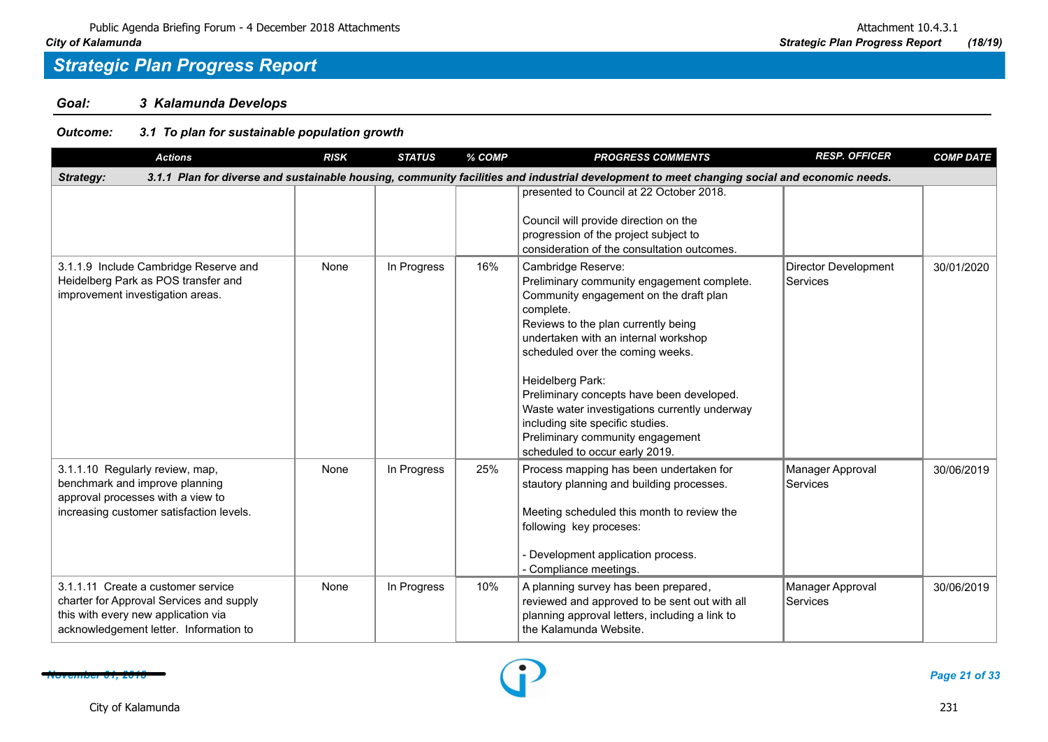## Strategic Plan Progress Report

**Goal:** *3 Kalamunda Develops*

**Outcome:** *3.1 To plan for sustainable population growth*

| Actions | RISK | STATUS | % COMP | PROGRESS COMMENTS | RESP. OFFICER | COMP DATE |
|---|---|---|---|---|---|---|
| ***Strategy: 3.1.1 Plan for diverse and sustainable housing, community facilities and industrial development to meet changing social and economic needs.*** | | | | | | |
| | | | | presented to Council at 22 October 2018.<br><br>Council will provide direction on the progression of the project subject to consideration of the consultation outcomes. | | |
| 3.1.1.9 Include Cambridge Reserve and Heidelberg Park as POS transfer and improvement investigation areas. | None | In Progress | 16% | Cambridge Reserve:<br>Preliminary community engagement complete.<br>Community engagement on the draft plan complete.<br>Reviews to the plan currently being undertaken with an internal workshop scheduled over the coming weeks.<br><br>Heidelberg Park:<br>Preliminary concepts have been developed.<br>Waste water investigations currently underway including site specific studies.<br>Preliminary community engagement scheduled to occur early 2019. | Director Development Services | 30/01/2020 |
| 3.1.1.10 Regularly review, map, benchmark and improve planning approval processes with a view to increasing customer satisfaction levels. | None | In Progress | 25% | Process mapping has been undertaken for stautory planning and building processes.<br><br>Meeting scheduled this month to review the following key proceses:<br><br>- Development application process.<br>- Compliance meetings. | Manager Approval Services | 30/06/2019 |
| 3.1.1.11 Create a customer service charter for Approval Services and supply this with every new application via acknowledgement letter. Information to | None | In Progress | 10% | A planning survey has been prepared, reviewed and approved to be sent out with all planning approval letters, including a link to the Kalamunda Website. | Manager Approval Services | 30/06/2019 |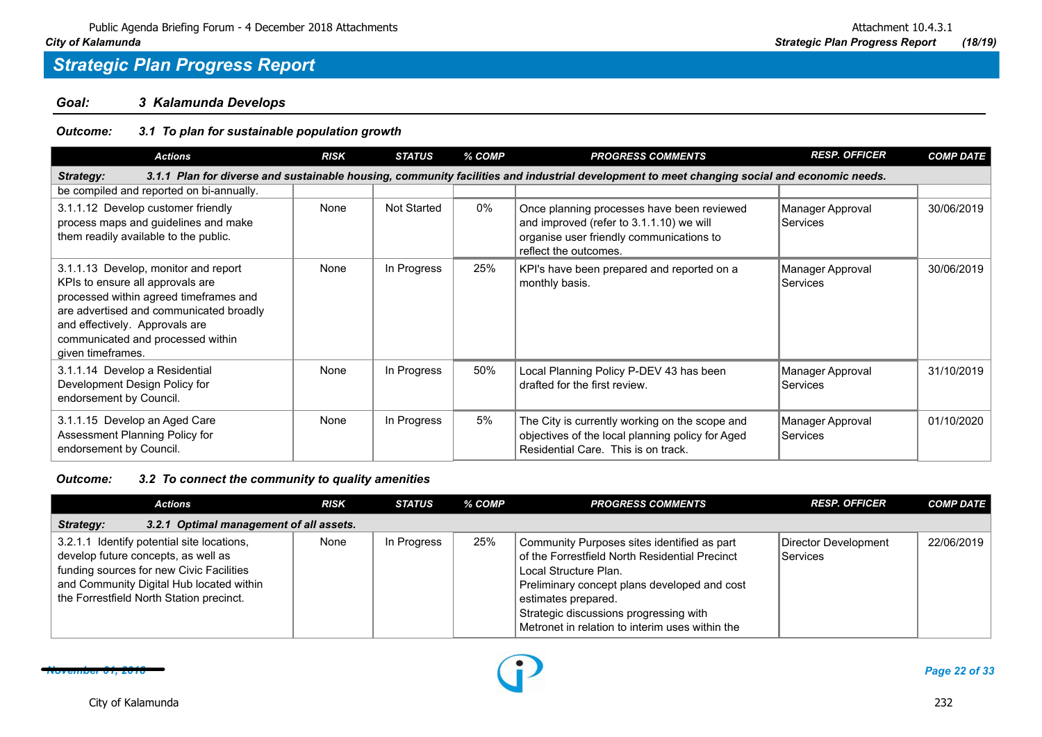## Strategic Plan Progress Report

**Goal:** **3 Kalamunda Develops**

***Outcome:*** ***3.1 To plan for sustainable population growth***

| Actions | RISK | STATUS | % COMP | PROGRESS COMMENTS | RESP. OFFICER | COMP DATE |
|---|---|---|---|---|---|---|
| ***Strategy:*** ***3.1.1 Plan for diverse and sustainable housing, community facilities and industrial development to meet changing social and economic needs.*** | | | | | | |
| be compiled and reported on bi-annually. | | | | | | |
| 3.1.1.12 Develop customer friendly process maps and guidelines and make them readily available to the public. | None | Not Started | 0% | Once planning processes have been reviewed and improved (refer to 3.1.1.10) we will organise user friendly communications to reflect the outcomes. | Manager Approval Services | 30/06/2019 |
| 3.1.1.13 Develop, monitor and report KPIs to ensure all approvals are processed within agreed timeframes and are advertised and communicated broadly and effectively. Approvals are communicated and processed within given timeframes. | None | In Progress | 25% | KPI's have been prepared and reported on a monthly basis. | Manager Approval Services | 30/06/2019 |
| 3.1.1.14 Develop a Residential Development Design Policy for endorsement by Council. | None | In Progress | 50% | Local Planning Policy P-DEV 43 has been drafted for the first review. | Manager Approval Services | 31/10/2019 |
| 3.1.1.15 Develop an Aged Care Assessment Planning Policy for endorsement by Council. | None | In Progress | 5% | The City is currently working on the scope and objectives of the local planning policy for Aged Residential Care. This is on track. | Manager Approval Services | 01/10/2020 |

***Outcome:*** ***3.2 To connect the community to quality amenities***

| Actions | RISK | STATUS | % COMP | PROGRESS COMMENTS | RESP. OFFICER | COMP DATE |
|---|---|---|---|---|---|---|
| ***Strategy:*** ***3.2.1 Optimal management of all assets.*** | | | | | | |
| 3.2.1.1 Identify potential site locations, develop future concepts, as well as funding sources for new Civic Facilities and Community Digital Hub located within the Forrestfield North Station precinct. | None | In Progress | 25% | Community Purposes sites identified as part of the Forrestfield North Residential Precinct Local Structure Plan.<br>Preliminary concept plans developed and cost estimates prepared.<br>Strategic discussions progressing with Metronet in relation to interim uses within the | Director Development Services | 22/06/2019 |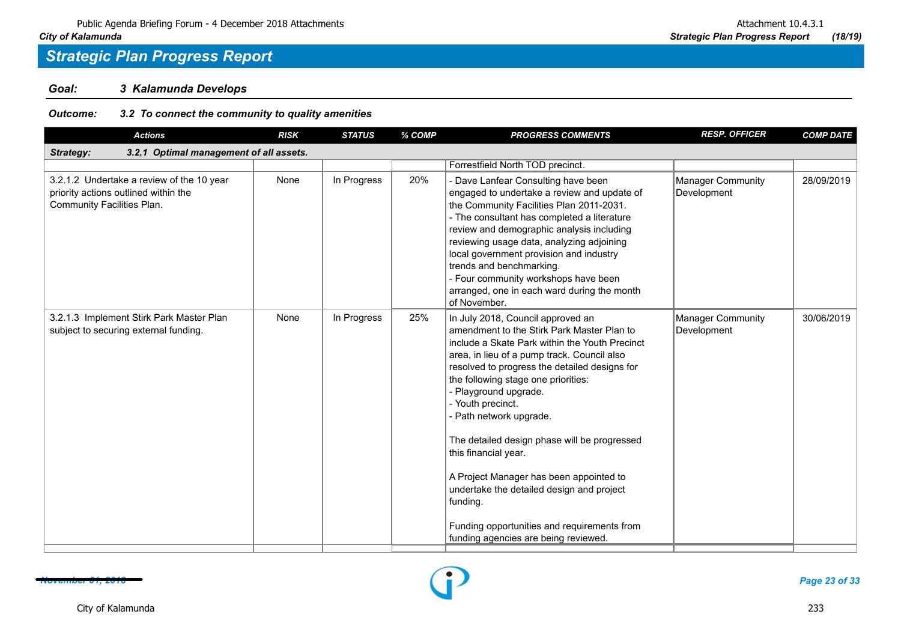## Strategic Plan Progress Report

**Goal: 3 Kalamunda Develops**

***Outcome: 3.2 To connect the community to quality amenities***

| Actions | RISK | STATUS | % COMP | PROGRESS COMMENTS | RESP. OFFICER | COMP DATE |
|---|---|---|---|---|---|---|
| ***Strategy: 3.2.1 Optimal management of all assets.*** | | | | | | |
| | | | | Forrestfield North TOD precinct. | | |
| 3.2.1.2 Undertake a review of the 10 year priority actions outlined within the Community Facilities Plan. | None | In Progress | 20% | - Dave Lanfear Consulting have been engaged to undertake a review and update of the Community Facilities Plan 2011-2031.<br>- The consultant has completed a literature review and demographic analysis including reviewing usage data, analyzing adjoining local government provision and industry trends and benchmarking.<br>- Four community workshops have been arranged, one in each ward during the month of November. | Manager Community Development | 28/09/2019 |
| 3.2.1.3 Implement Stirk Park Master Plan subject to securing external funding. | None | In Progress | 25% | In July 2018, Council approved an amendment to the Stirk Park Master Plan to include a Skate Park within the Youth Precinct area, in lieu of a pump track. Council also resolved to progress the detailed designs for the following stage one priorities:<br>- Playground upgrade.<br>- Youth precinct.<br>- Path network upgrade.<br><br>The detailed design phase will be progressed this financial year.<br><br>A Project Manager has been appointed to undertake the detailed design and project funding.<br><br>Funding opportunities and requirements from funding agencies are being reviewed. | Manager Community Development | 30/06/2019 |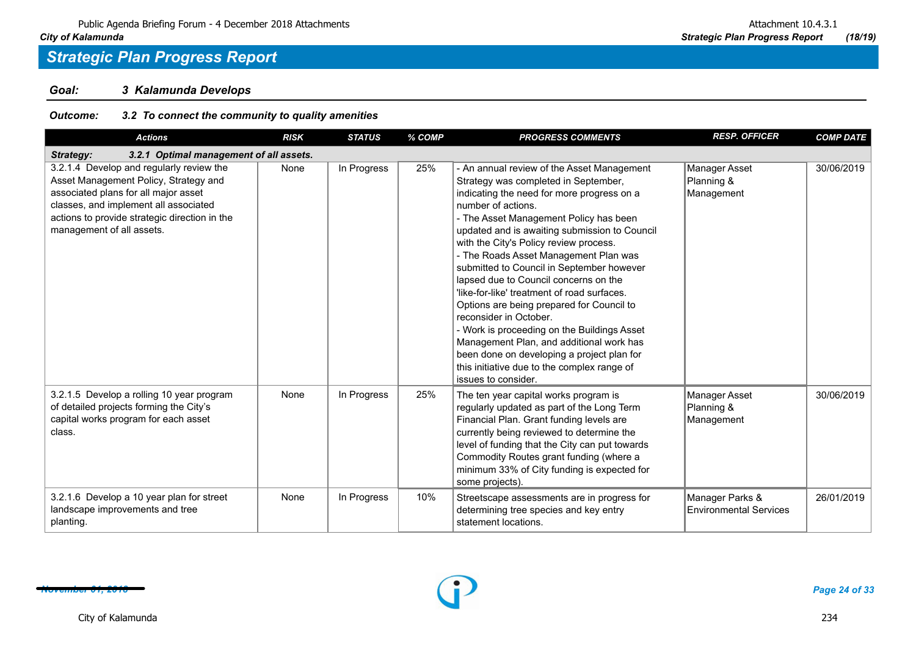## Strategic Plan Progress Report

### Goal: 3 Kalamunda Develops

**Outcome: 3.2 To connect the community to quality amenities**

| Actions | RISK | STATUS | % COMP | PROGRESS COMMENTS | RESP. OFFICER | COMP DATE |
|---|---|---|---|---|---|---|
| **Strategy: 3.2.1 Optimal management of all assets.** | | | | | | |
| 3.2.1.4 Develop and regularly review the Asset Management Policy, Strategy and associated plans for all major asset classes, and implement all associated actions to provide strategic direction in the management of all assets. | None | In Progress | 25% | - An annual review of the Asset Management Strategy was completed in September, indicating the need for more progress on a number of actions.<br>- The Asset Management Policy has been updated and is awaiting submission to Council with the City's Policy review process.<br>- The Roads Asset Management Plan was submitted to Council in September however lapsed due to Council concerns on the 'like-for-like' treatment of road surfaces. Options are being prepared for Council to reconsider in October.<br>- Work is proceeding on the Buildings Asset Management Plan, and additional work has been done on developing a project plan for this initiative due to the complex range of issues to consider. | Manager Asset Planning & Management | 30/06/2019 |
| 3.2.1.5 Develop a rolling 10 year program of detailed projects forming the City's capital works program for each asset class. | None | In Progress | 25% | The ten year capital works program is regularly updated as part of the Long Term Financial Plan. Grant funding levels are currently being reviewed to determine the level of funding that the City can put towards Commodity Routes grant funding (where a minimum 33% of City funding is expected for some projects). | Manager Asset Planning & Management | 30/06/2019 |
| 3.2.1.6 Develop a 10 year plan for street landscape improvements and tree planting. | None | In Progress | 10% | Streetscape assessments are in progress for determining tree species and key entry statement locations. | Manager Parks & Environmental Services | 26/01/2019 |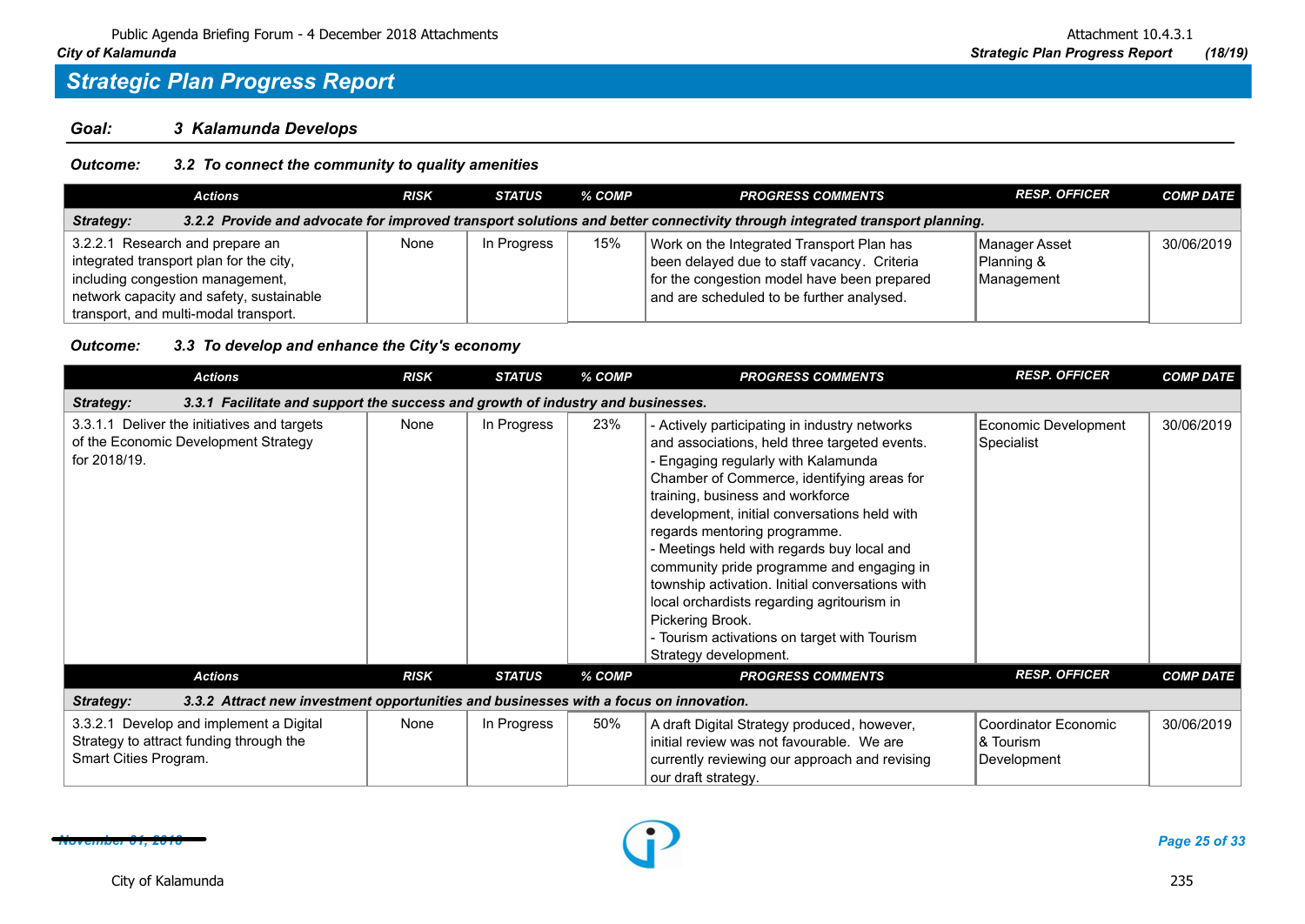## Strategic Plan Progress Report

### Goal: 3 Kalamunda Develops

#### Outcome: 3.2 To connect the community to quality amenities

| Actions | RISK | STATUS | % COMP | PROGRESS COMMENTS | RESP. OFFICER | COMP DATE |
|---|---|---|---|---|---|---|
| **Strategy: 3.2.2 Provide and advocate for improved transport solutions and better connectivity through integrated transport planning.** | | | | | | |
| 3.2.2.1 Research and prepare an integrated transport plan for the city, including congestion management, network capacity and safety, sustainable transport, and multi-modal transport. | None | In Progress | 15% | Work on the Integrated Transport Plan has been delayed due to staff vacancy. Criteria for the congestion model have been prepared and are scheduled to be further analysed. | Manager Asset Planning & Management | 30/06/2019 |

#### Outcome: 3.3 To develop and enhance the City's economy

| Actions | RISK | STATUS | % COMP | PROGRESS COMMENTS | RESP. OFFICER | COMP DATE |
|---|---|---|---|---|---|---|
| **Strategy: 3.3.1 Facilitate and support the success and growth of industry and businesses.** | | | | | | |
| 3.3.1.1 Deliver the initiatives and targets of the Economic Development Strategy for 2018/19. | None | In Progress | 23% | - Actively participating in industry networks and associations, held three targeted events.<br>- Engaging regularly with Kalamunda Chamber of Commerce, identifying areas for training, business and workforce development, initial conversations held with regards mentoring programme.<br>- Meetings held with regards buy local and community pride programme and engaging in township activation. Initial conversations with local orchardists regarding agritourism in Pickering Brook.<br>- Tourism activations on target with Tourism Strategy development. | Economic Development Specialist | 30/06/2019 |

| Actions | RISK | STATUS | % COMP | PROGRESS COMMENTS | RESP. OFFICER | COMP DATE |
|---|---|---|---|---|---|---|
| **Strategy: 3.3.2 Attract new investment opportunities and businesses with a focus on innovation.** | | | | | | |
| 3.3.2.1 Develop and implement a Digital Strategy to attract funding through the Smart Cities Program. | None | In Progress | 50% | A draft Digital Strategy produced, however, initial review was not favourable. We are currently reviewing our approach and revising our draft strategy. | Coordinator Economic & Tourism Development | 30/06/2019 |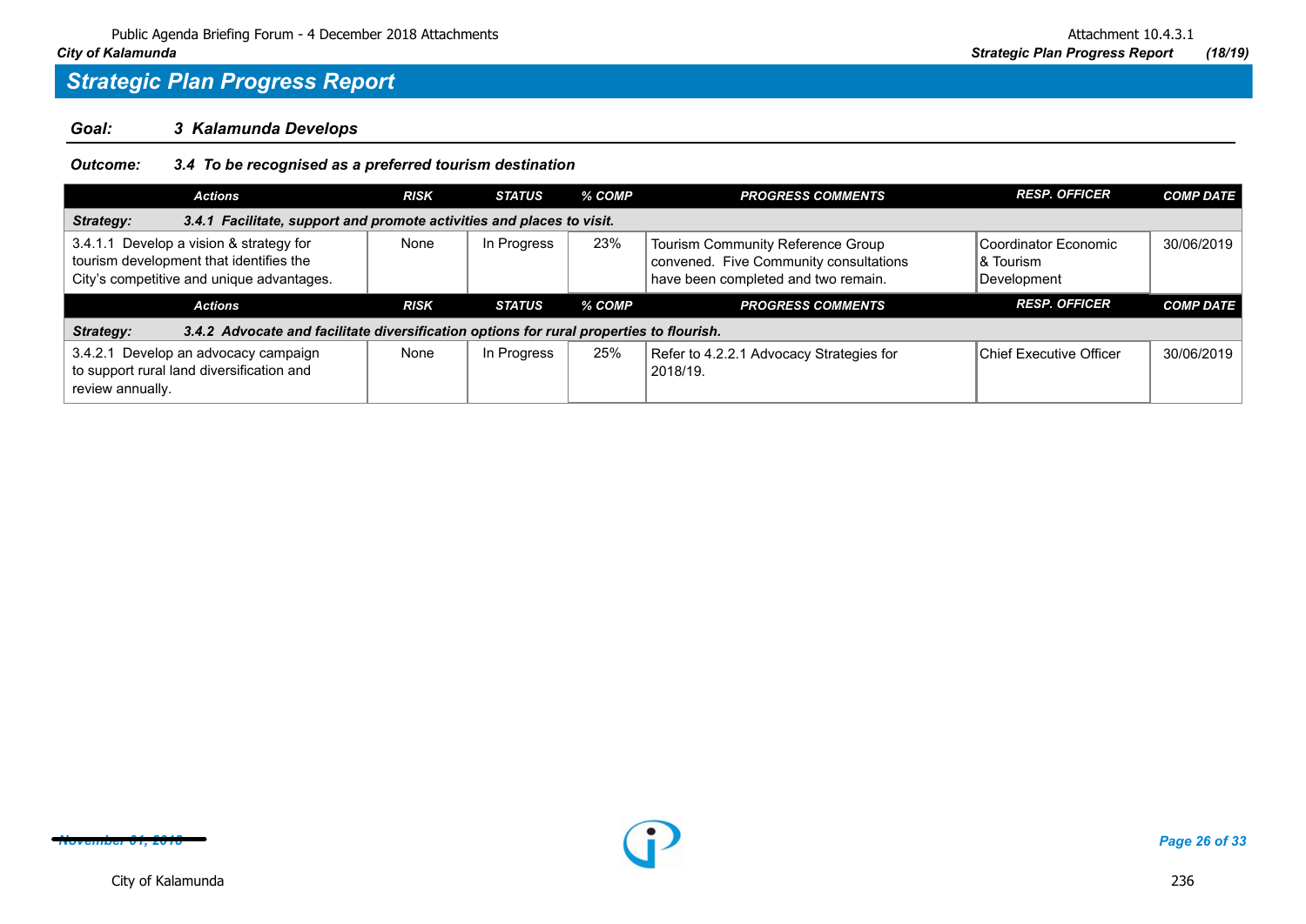## Strategic Plan Progress Report

**Goal:** ***3 Kalamunda Develops***

**Outcome:** ***3.4 To be recognised as a preferred tourism destination***

| Actions | RISK | STATUS | % COMP | PROGRESS COMMENTS | RESP. OFFICER | COMP DATE |
|---|---|---|---|---|---|---|
| ***Strategy: 3.4.1 Facilitate, support and promote activities and places to visit.*** | | | | | | |
| 3.4.1.1 Develop a vision & strategy for tourism development that identifies the City's competitive and unique advantages. | None | In Progress | 23% | Tourism Community Reference Group convened. Five Community consultations have been completed and two remain. | Coordinator Economic & Tourism Development | 30/06/2019 |

| Actions | RISK | STATUS | % COMP | PROGRESS COMMENTS | RESP. OFFICER | COMP DATE |
|---|---|---|---|---|---|---|
| ***Strategy: 3.4.2 Advocate and facilitate diversification options for rural properties to flourish.*** | | | | | | |
| 3.4.2.1 Develop an advocacy campaign to support rural land diversification and review annually. | None | In Progress | 25% | Refer to 4.2.2.1 Advocacy Strategies for 2018/19. | Chief Executive Officer | 30/06/2019 |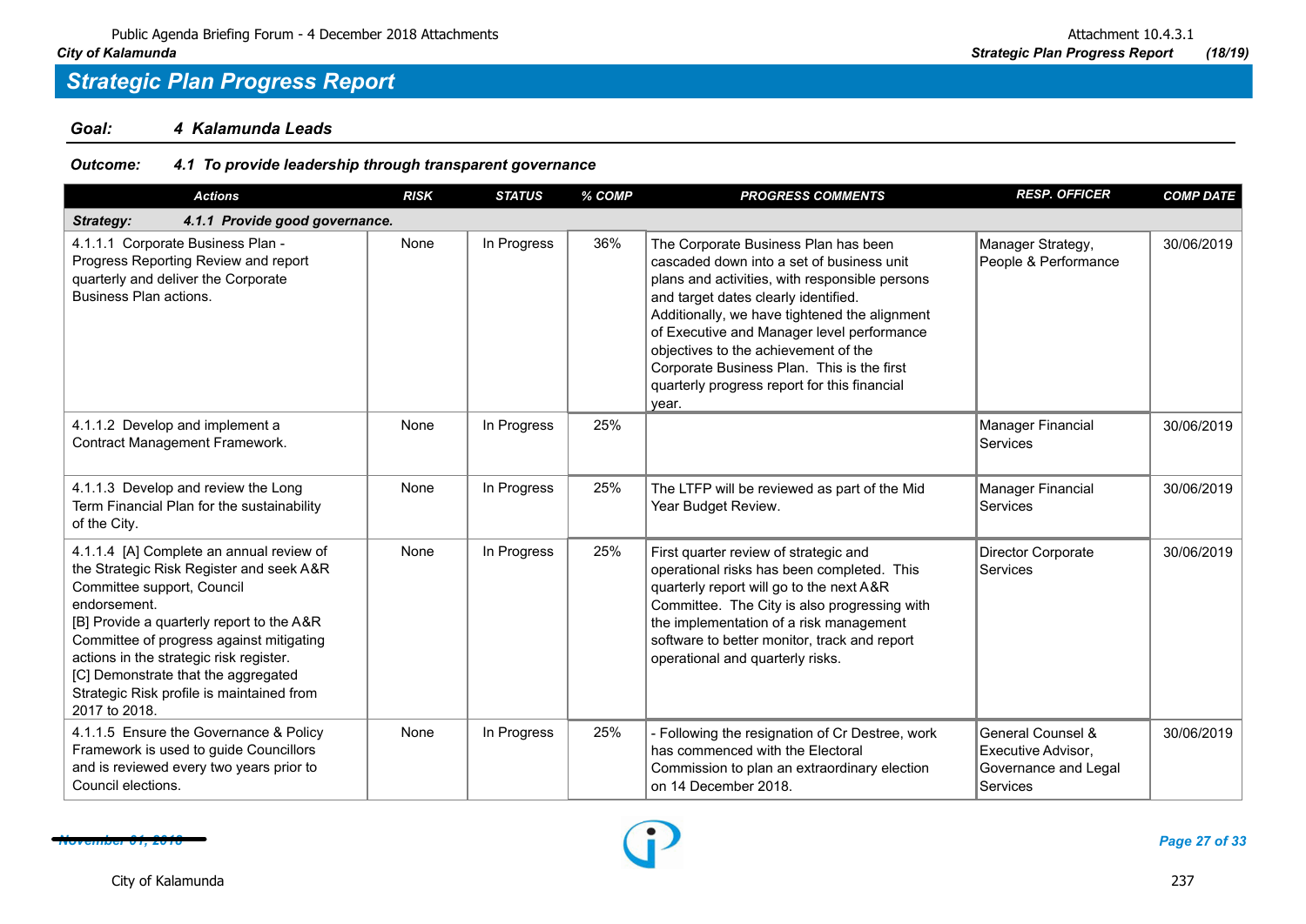## Strategic Plan Progress Report

**Goal:** ***4 Kalamunda Leads***

**Outcome:** ***4.1 To provide leadership through transparent governance***

| Actions | RISK | STATUS | % COMP | PROGRESS COMMENTS | RESP. OFFICER | COMP DATE |
|---|---|---|---|---|---|---|
| ***Strategy: 4.1.1 Provide good governance.*** | | | | | | |
| 4.1.1.1 Corporate Business Plan - Progress Reporting Review and report quarterly and deliver the Corporate Business Plan actions. | None | In Progress | 36% | The Corporate Business Plan has been cascaded down into a set of business unit plans and activities, with responsible persons and target dates clearly identified. Additionally, we have tightened the alignment of Executive and Manager level performance objectives to the achievement of the Corporate Business Plan. This is the first quarterly progress report for this financial year. | Manager Strategy, People & Performance | 30/06/2019 |
| 4.1.1.2 Develop and implement a Contract Management Framework. | None | In Progress | 25% | | Manager Financial Services | 30/06/2019 |
| 4.1.1.3 Develop and review the Long Term Financial Plan for the sustainability of the City. | None | In Progress | 25% | The LTFP will be reviewed as part of the Mid Year Budget Review. | Manager Financial Services | 30/06/2019 |
| 4.1.1.4 [A] Complete an annual review of the Strategic Risk Register and seek A&R Committee support, Council endorsement.<br>[B] Provide a quarterly report to the A&R Committee of progress against mitigating actions in the strategic risk register.<br>[C] Demonstrate that the aggregated Strategic Risk profile is maintained from 2017 to 2018. | None | In Progress | 25% | First quarter review of strategic and operational risks has been completed. This quarterly report will go to the next A&R Committee. The City is also progressing with the implementation of a risk management software to better monitor, track and report operational and quarterly risks. | Director Corporate Services | 30/06/2019 |
| 4.1.1.5 Ensure the Governance & Policy Framework is used to guide Councillors and is reviewed every two years prior to Council elections. | None | In Progress | 25% | - Following the resignation of Cr Destree, work has commenced with the Electoral Commission to plan an extraordinary election on 14 December 2018. | General Counsel & Executive Advisor, Governance and Legal Services | 30/06/2019 |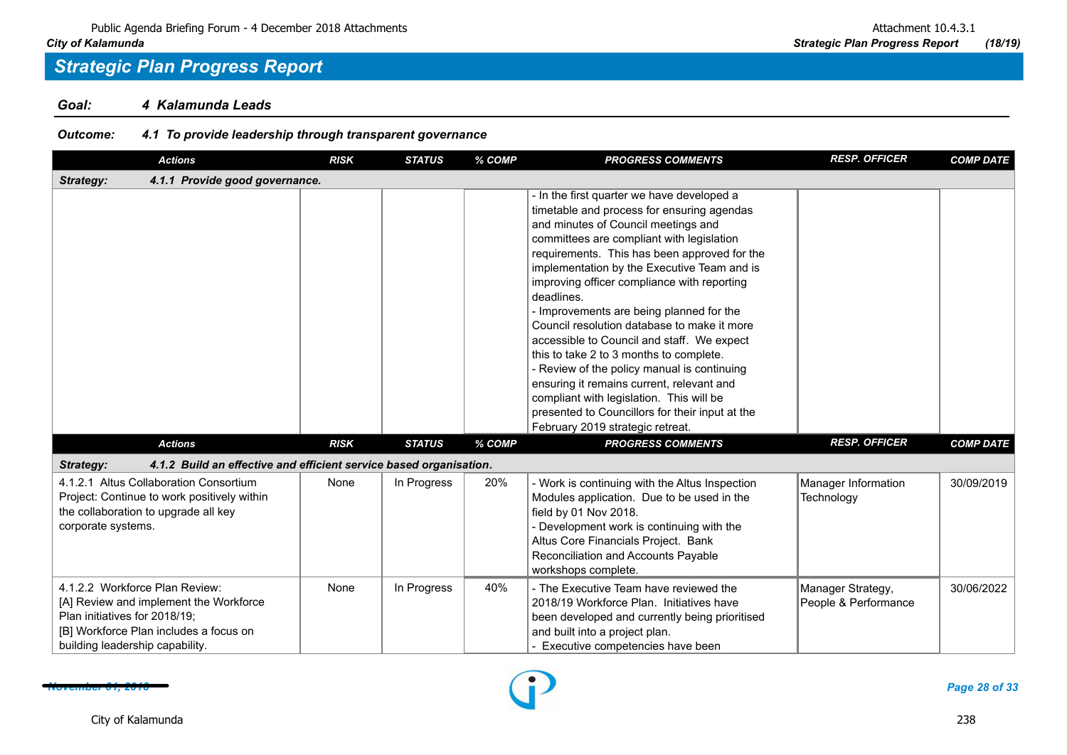## Strategic Plan Progress Report

**Goal:** ***4 Kalamunda Leads***

**Outcome:** ***4.1 To provide leadership through transparent governance***

| Actions | RISK | STATUS | % COMP | PROGRESS COMMENTS | RESP. OFFICER | COMP DATE |
|---|---|---|---|---|---|---|
| ***Strategy: 4.1.1 Provide good governance.*** | | | | | | |
| | | | | - In the first quarter we have developed a timetable and process for ensuring agendas and minutes of Council meetings and committees are compliant with legislation requirements. This has been approved for the implementation by the Executive Team and is improving officer compliance with reporting deadlines.<br>- Improvements are being planned for the Council resolution database to make it more accessible to Council and staff. We expect this to take 2 to 3 months to complete.<br>- Review of the policy manual is continuing ensuring it remains current, relevant and compliant with legislation. This will be presented to Councillors for their input at the February 2019 strategic retreat. | | |
| ***Strategy: 4.1.2 Build an effective and efficient service based organisation.*** | | | | | | |
| 4.1.2.1 Altus Collaboration Consortium Project: Continue to work positively within the collaboration to upgrade all key corporate systems. | None | In Progress | 20% | - Work is continuing with the Altus Inspection Modules application. Due to be used in the field by 01 Nov 2018.<br>- Development work is continuing with the Altus Core Financials Project. Bank Reconciliation and Accounts Payable workshops complete. | Manager Information Technology | 30/09/2019 |
| 4.1.2.2 Workforce Plan Review:<br>[A] Review and implement the Workforce Plan initiatives for 2018/19;<br>[B] Workforce Plan includes a focus on building leadership capability. | None | In Progress | 40% | - The Executive Team have reviewed the 2018/19 Workforce Plan. Initiatives have been developed and currently being prioritised and built into a project plan.<br>- Executive competencies have been | Manager Strategy, People & Performance | 30/06/2022 |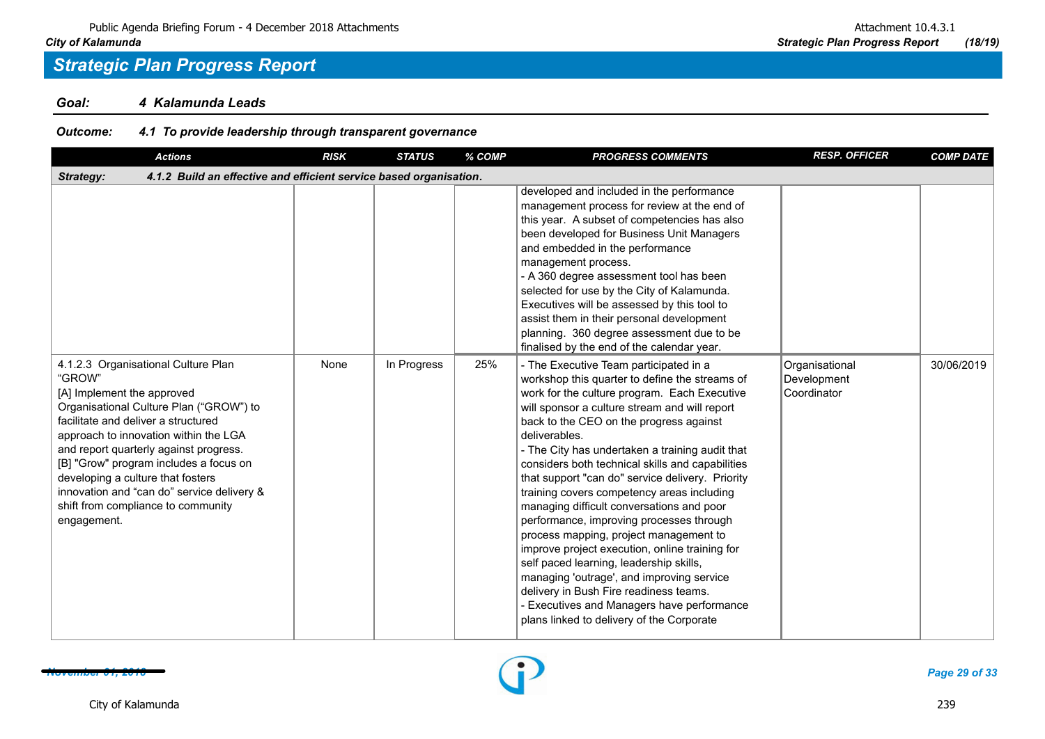## Strategic Plan Progress Report

**Goal:** **4 Kalamunda Leads**

**Outcome:** **4.1 To provide leadership through transparent governance**

| Actions | RISK | STATUS | % COMP | PROGRESS COMMENTS | RESP. OFFICER | COMP DATE |
|---|---|---|---|---|---|---|
| ***Strategy: 4.1.2 Build an effective and efficient service based organisation.*** | | | | | | |
| | | | | developed and included in the performance management process for review at the end of this year. A subset of competencies has also been developed for Business Unit Managers and embedded in the performance management process.<br>- A 360 degree assessment tool has been selected for use by the City of Kalamunda. Executives will be assessed by this tool to assist them in their personal development planning. 360 degree assessment due to be finalised by the end of the calendar year. | | |
| 4.1.2.3 Organisational Culture Plan "GROW"<br>[A] Implement the approved Organisational Culture Plan ("GROW") to facilitate and deliver a structured approach to innovation within the LGA and report quarterly against progress.<br>[B] "Grow" program includes a focus on developing a culture that fosters innovation and "can do" service delivery & shift from compliance to community engagement. | None | In Progress | 25% | - The Executive Team participated in a workshop this quarter to define the streams of work for the culture program. Each Executive will sponsor a culture stream and will report back to the CEO on the progress against deliverables.<br>- The City has undertaken a training audit that considers both technical skills and capabilities that support "can do" service delivery. Priority training covers competency areas including managing difficult conversations and poor performance, improving processes through process mapping, project management to improve project execution, online training for self paced learning, leadership skills, managing 'outrage', and improving service delivery in Bush Fire readiness teams.<br>- Executives and Managers have performance plans linked to delivery of the Corporate | Organisational Development Coordinator | 30/06/2019 |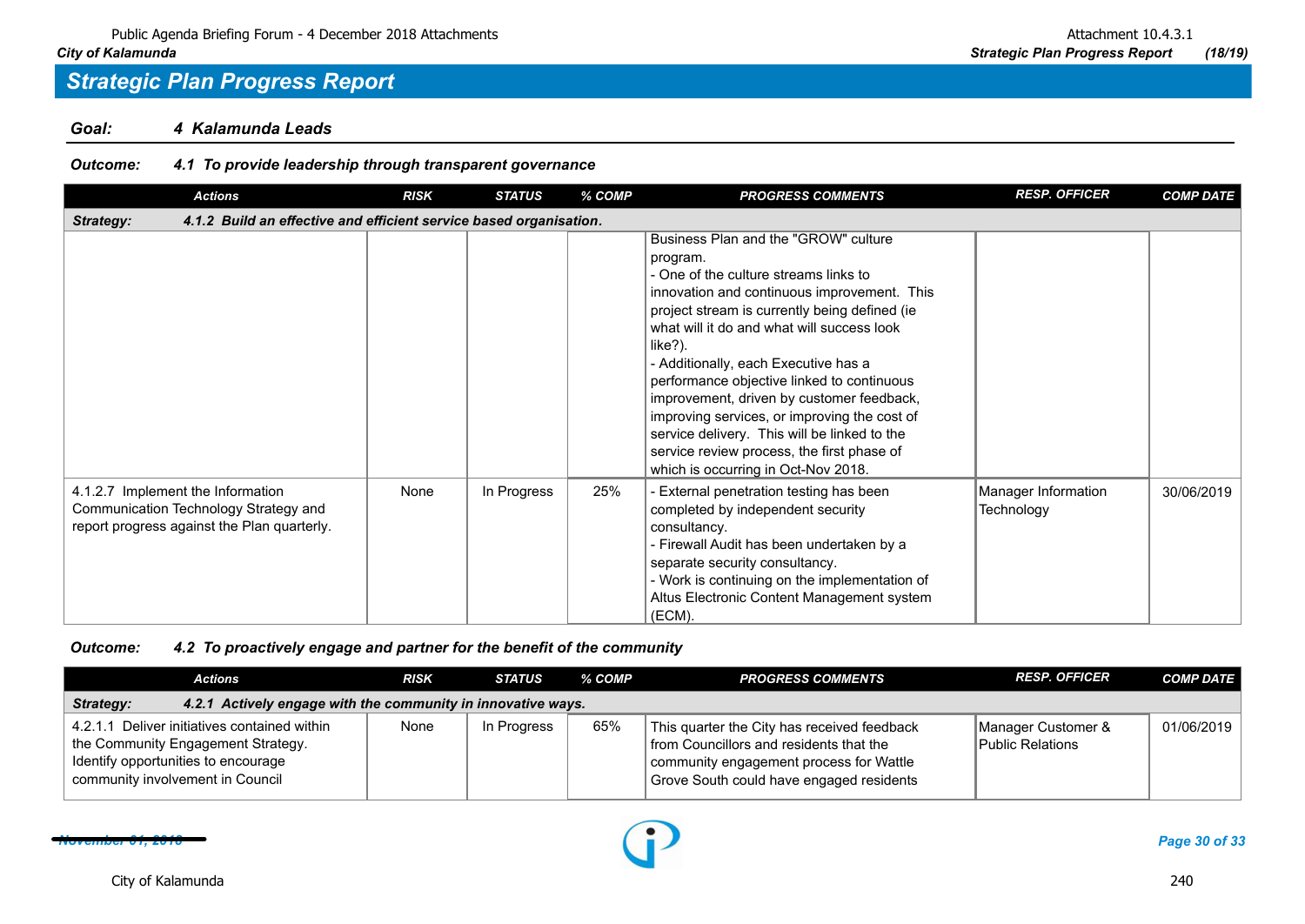## Strategic Plan Progress Report

### Goal: 4 Kalamunda Leads

#### Outcome: 4.1 To provide leadership through transparent governance

| Actions | RISK | STATUS | % COMP | PROGRESS COMMENTS | RESP. OFFICER | COMP DATE |
|---|---|---|---|---|---|---|
| **Strategy: 4.1.2 Build an effective and efficient service based organisation.** | | | | | | |
| | | | | Business Plan and the "GROW" culture program.<br>- One of the culture streams links to innovation and continuous improvement. This project stream is currently being defined (ie what will it do and what will success look like?).<br>- Additionally, each Executive has a performance objective linked to continuous improvement, driven by customer feedback, improving services, or improving the cost of service delivery. This will be linked to the service review process, the first phase of which is occurring in Oct-Nov 2018. | | |
| 4.1.2.7 Implement the Information Communication Technology Strategy and report progress against the Plan quarterly. | None | In Progress | 25% | - External penetration testing has been completed by independent security consultancy.<br>- Firewall Audit has been undertaken by a separate security consultancy.<br>- Work is continuing on the implementation of Altus Electronic Content Management system (ECM). | Manager Information Technology | 30/06/2019 |

#### Outcome: 4.2 To proactively engage and partner for the benefit of the community

| Actions | RISK | STATUS | % COMP | PROGRESS COMMENTS | RESP. OFFICER | COMP DATE |
|---|---|---|---|---|---|---|
| **Strategy: 4.2.1 Actively engage with the community in innovative ways.** | | | | | | |
| 4.2.1.1 Deliver initiatives contained within the Community Engagement Strategy. Identify opportunities to encourage community involvement in Council | None | In Progress | 65% | This quarter the City has received feedback from Councillors and residents that the community engagement process for Wattle Grove South could have engaged residents | Manager Customer & Public Relations | 01/06/2019 |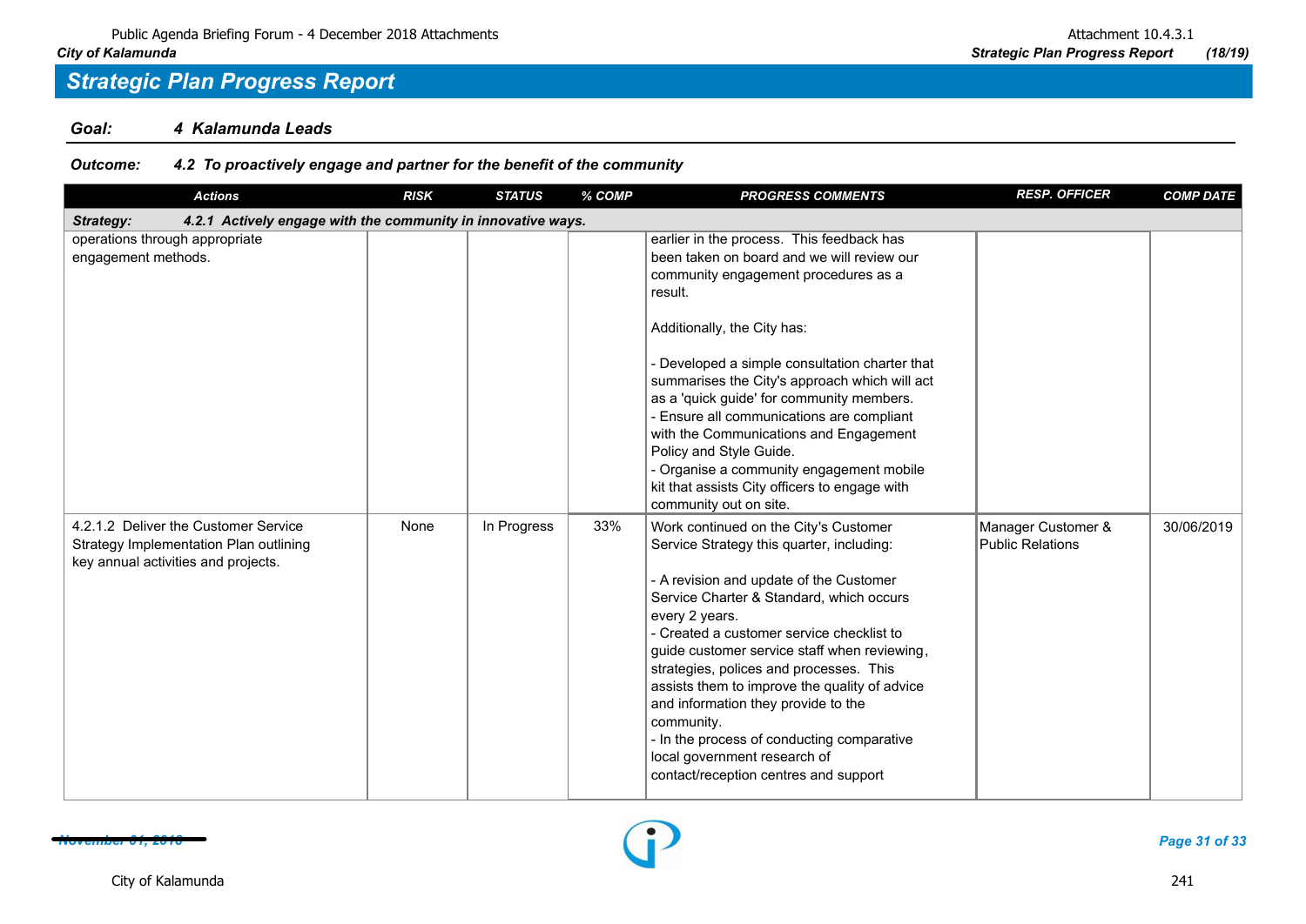## Strategic Plan Progress Report

**Goal:** *4 Kalamunda Leads*

**Outcome:** *4.2 To proactively engage and partner for the benefit of the community*

| Actions | RISK | STATUS | % COMP | PROGRESS COMMENTS | RESP. OFFICER | COMP DATE |
|---|---|---|---|---|---|---|
| **Strategy: 4.2.1 Actively engage with the community in innovative ways.** | | | | | | |
| operations through appropriate engagement methods. | | | | earlier in the process. This feedback has been taken on board and we will review our community engagement procedures as a result.<br><br>Additionally, the City has:<br><br>- Developed a simple consultation charter that summarises the City's approach which will act as a 'quick guide' for community members.<br>- Ensure all communications are compliant with the Communications and Engagement Policy and Style Guide.<br>- Organise a community engagement mobile kit that assists City officers to engage with community out on site. | | |
| 4.2.1.2 Deliver the Customer Service Strategy Implementation Plan outlining key annual activities and projects. | None | In Progress | 33% | Work continued on the City's Customer Service Strategy this quarter, including:<br><br>- A revision and update of the Customer Service Charter & Standard, which occurs every 2 years.<br>- Created a customer service checklist to guide customer service staff when reviewing, strategies, polices and processes. This assists them to improve the quality of advice and information they provide to the community.<br>- In the process of conducting comparative local government research of contact/reception centres and support | Manager Customer & Public Relations | 30/06/2019 |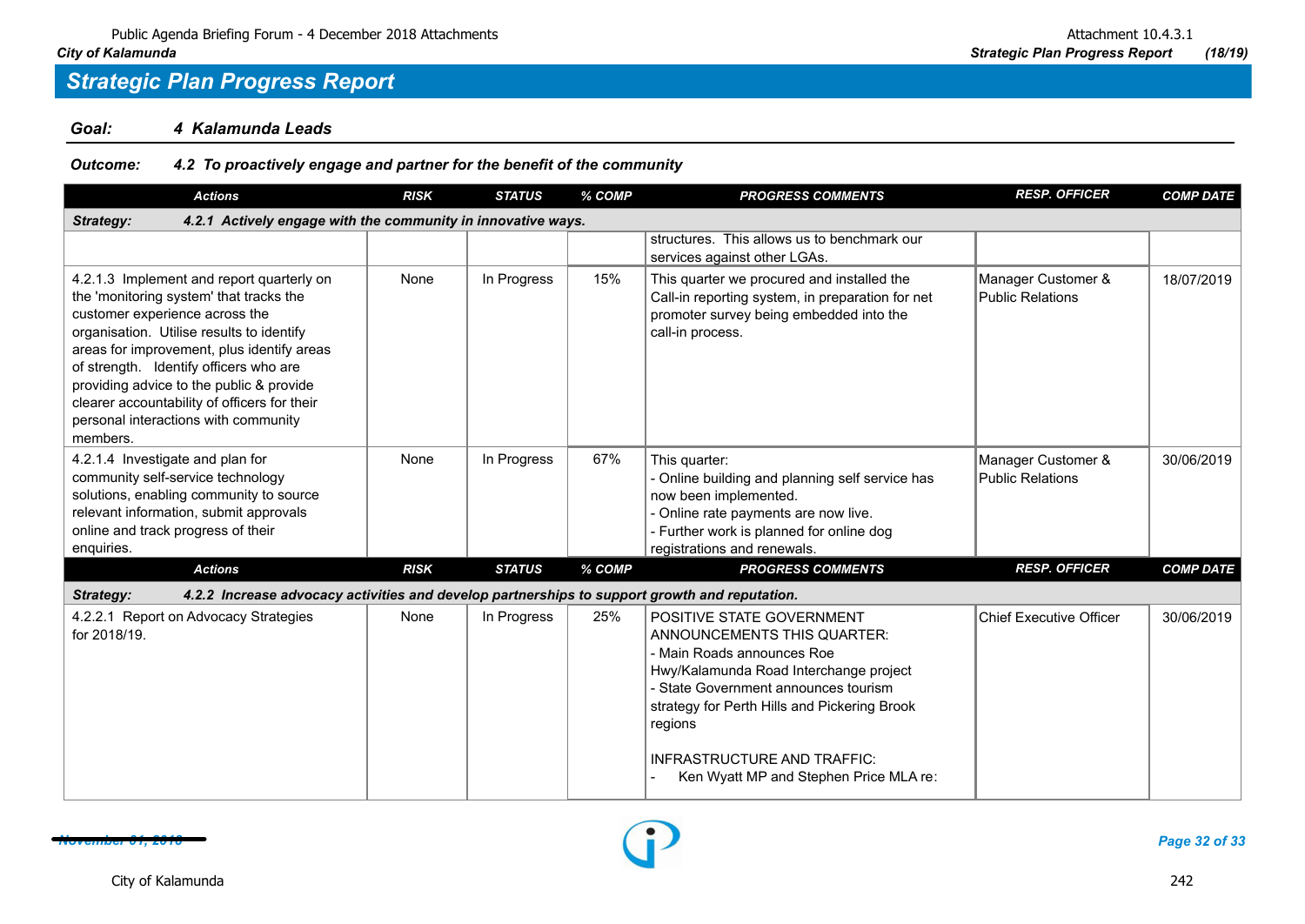## Strategic Plan Progress Report

**Goal:** **4 Kalamunda Leads**

**Outcome:** **4.2 To proactively engage and partner for the benefit of the community**

| Actions | RISK | STATUS | % COMP | PROGRESS COMMENTS | RESP. OFFICER | COMP DATE |
|---|---|---|---|---|---|---|
| ***Strategy: 4.2.1 Actively engage with the community in innovative ways.*** | | | | | | |
| | | | | structures. This allows us to benchmark our services against other LGAs. | | |
| 4.2.1.3 Implement and report quarterly on the 'monitoring system' that tracks the customer experience across the organisation. Utilise results to identify areas for improvement, plus identify areas of strength. Identify officers who are providing advice to the public & provide clearer accountability of officers for their personal interactions with community members. | None | In Progress | 15% | This quarter we procured and installed the Call-in reporting system, in preparation for net promoter survey being embedded into the call-in process. | Manager Customer & Public Relations | 18/07/2019 |
| 4.2.1.4 Investigate and plan for community self-service technology solutions, enabling community to source relevant information, submit approvals online and track progress of their enquiries. | None | In Progress | 67% | This quarter:<br>- Online building and planning self service has now been implemented.<br>- Online rate payments are now live.<br>- Further work is planned for online dog registrations and renewals. | Manager Customer & Public Relations | 30/06/2019 |
| ***Strategy: 4.2.2 Increase advocacy activities and develop partnerships to support growth and reputation.*** | | | | | | |
| 4.2.2.1 Report on Advocacy Strategies for 2018/19. | None | In Progress | 25% | POSITIVE STATE GOVERNMENT ANNOUNCEMENTS THIS QUARTER:<br>- Main Roads announces Roe Hwy/Kalamunda Road Interchange project<br>- State Government announces tourism strategy for Perth Hills and Pickering Brook regions<br><br>INFRASTRUCTURE AND TRAFFIC:<br>- Ken Wyatt MP and Stephen Price MLA re: | Chief Executive Officer | 30/06/2019 |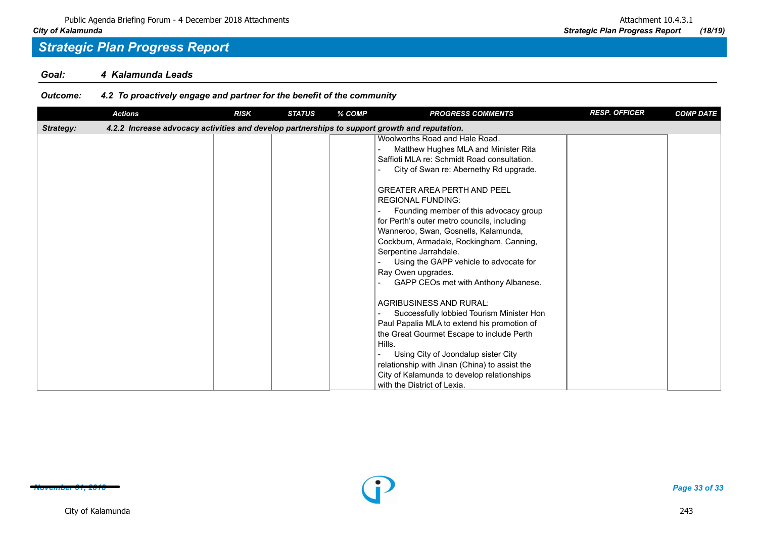## Strategic Plan Progress Report

**Goal:** **4 Kalamunda Leads**

**Outcome:** **4.2 To proactively engage and partner for the benefit of the community**

| Actions | RISK | STATUS | % COMP | PROGRESS COMMENTS | RESP. OFFICER | COMP DATE |
|---|---|---|---|---|---|---|
| ***Strategy:*** ***4.2.2 Increase advocacy activities and develop partnerships to support growth and reputation.*** | | | | | | |
| | | | | Woolworths Road and Hale Road.<br>- Matthew Hughes MLA and Minister Rita Saffioti MLA re: Schmidt Road consultation.<br>- City of Swan re: Abernethy Rd upgrade.<br><br>GREATER AREA PERTH AND PEEL REGIONAL FUNDING:<br>- Founding member of this advocacy group for Perth's outer metro councils, including Wanneroo, Swan, Gosnells, Kalamunda, Cockburn, Armadale, Rockingham, Canning, Serpentine Jarrahdale.<br>- Using the GAPP vehicle to advocate for Ray Owen upgrades.<br>- GAPP CEOs met with Anthony Albanese.<br><br>AGRIBUSINESS AND RURAL:<br>- Successfully lobbied Tourism Minister Hon Paul Papalia MLA to extend his promotion of the Great Gourmet Escape to include Perth Hills.<br>- Using City of Joondalup sister City relationship with Jinan (China) to assist the City of Kalamunda to develop relationships with the District of Lexia. | | |